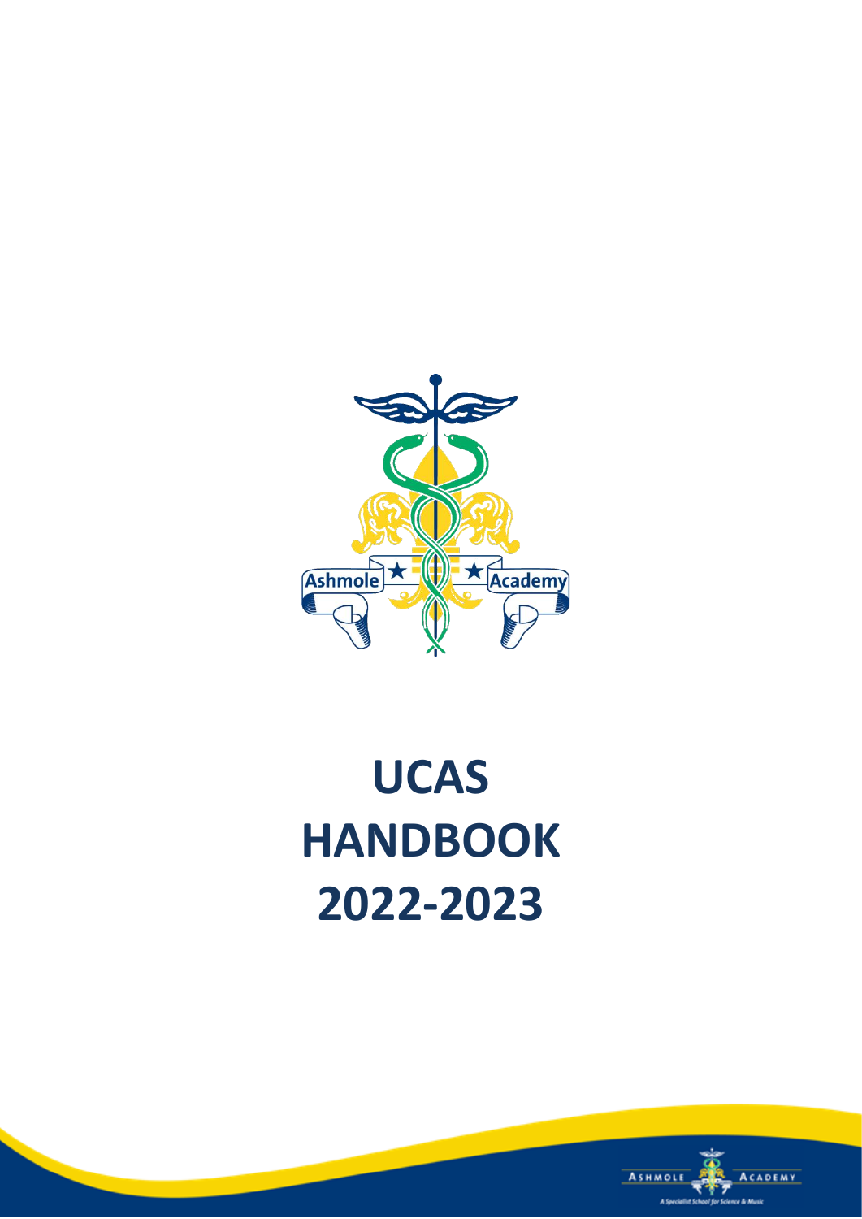# UCAS HANDBOOK 2022-2023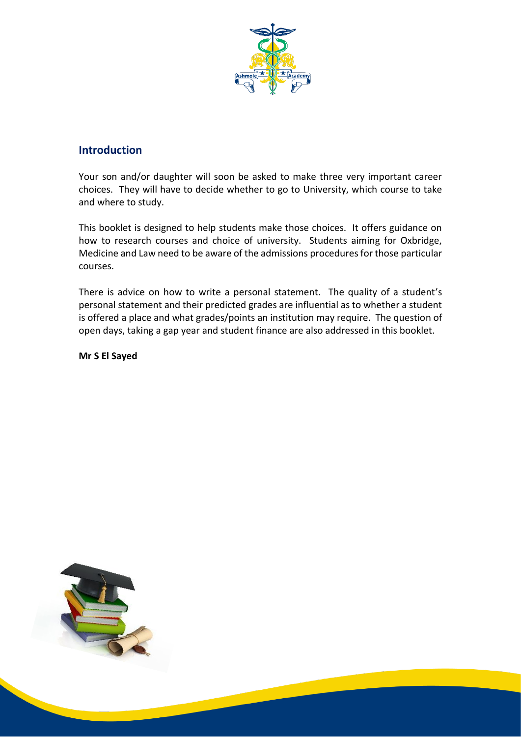## Introduction

Your son and/or daughter will soon be asked to make three very important career choices. They will have to decide whether to go to University, which course to take and where to study.

This booklet is designed to help students make those choices. It offers guidance on how to research courses and choice of university. Students aiming for Oxbridge, Medicine and Law need to be aware of the admissions procedures for those particular courses.

There is advice on how to write a personal statement. The quality of a student's personal statement and their predicted grades are influential as to whether a student is offered a place and what grades/points an institution may require. The question of open days, taking a gap year and student finance are also addressed in this booklet.

**Mr S El Sayed**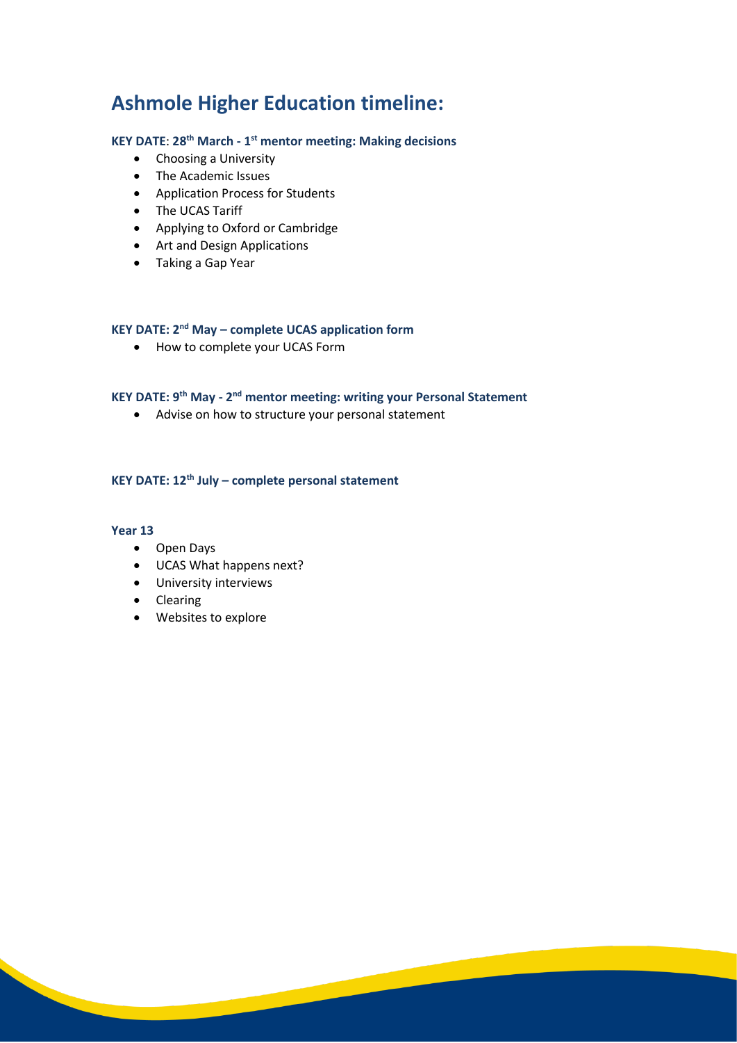# Ashmole Higher Education timeline:

**KEY DATE: 28th March - 1st mentor meeting: Making decisions**

- Choosing a University
- The Academic Issues
- Application Process for Students
- The UCAS Tariff
- Applying to Oxford or Cambridge
- Art and Design Applications
- Taking a Gap Year

**KEY DATE: 2nd May – complete UCAS application form**

- How to complete your UCAS Form

**KEY DATE: 9th May - 2nd mentor meeting: writing your Personal Statement**

- Advise on how to structure your personal statement

**KEY DATE: 12th July – complete personal statement**

**Year 13**

- Open Days
- UCAS What happens next?
- University interviews
- Clearing
- Websites to explore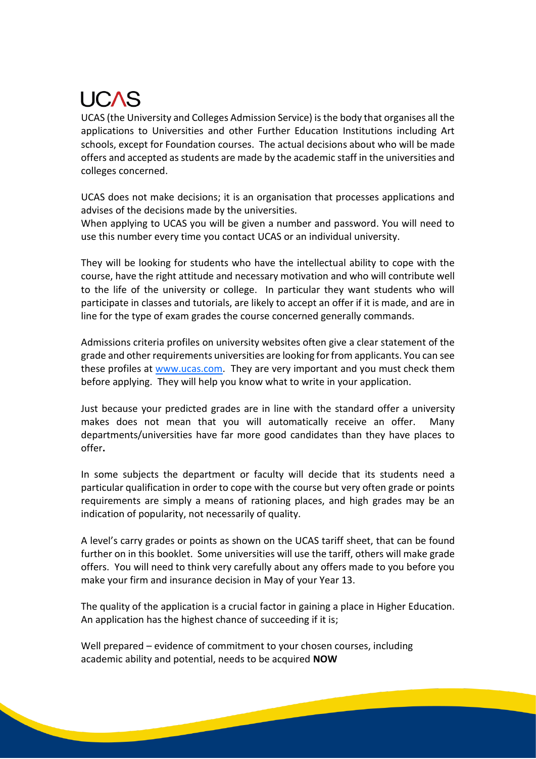# UCAS

UCAS (the University and Colleges Admission Service) is the body that organises all the applications to Universities and other Further Education Institutions including Art schools, except for Foundation courses. The actual decisions about who will be made offers and accepted as students are made by the academic staff in the universities and colleges concerned.

UCAS does not make decisions; it is an organisation that processes applications and advises of the decisions made by the universities.
When applying to UCAS you will be given a number and password. You will need to use this number every time you contact UCAS or an individual university.

They will be looking for students who have the intellectual ability to cope with the course, have the right attitude and necessary motivation and who will contribute well to the life of the university or college. In particular they want students who will participate in classes and tutorials, are likely to accept an offer if it is made, and are in line for the type of exam grades the course concerned generally commands.

Admissions criteria profiles on university websites often give a clear statement of the grade and other requirements universities are looking for from applicants. You can see these profiles at [www.ucas.com](http://www.ucas.com). They are very important and you must check them before applying. They will help you know what to write in your application.

Just because your predicted grades are in line with the standard offer a university makes does not mean that you will automatically receive an offer. Many departments/universities have far more good candidates than they have places to offer**.**

In some subjects the department or faculty will decide that its students need a particular qualification in order to cope with the course but very often grade or points requirements are simply a means of rationing places, and high grades may be an indication of popularity, not necessarily of quality.

A level's carry grades or points as shown on the UCAS tariff sheet, that can be found further on in this booklet. Some universities will use the tariff, others will make grade offers. You will need to think very carefully about any offers made to you before you make your firm and insurance decision in May of your Year 13.

The quality of the application is a crucial factor in gaining a place in Higher Education. An application has the highest chance of succeeding if it is;

Well prepared – evidence of commitment to your chosen courses, including academic ability and potential, needs to be acquired **NOW**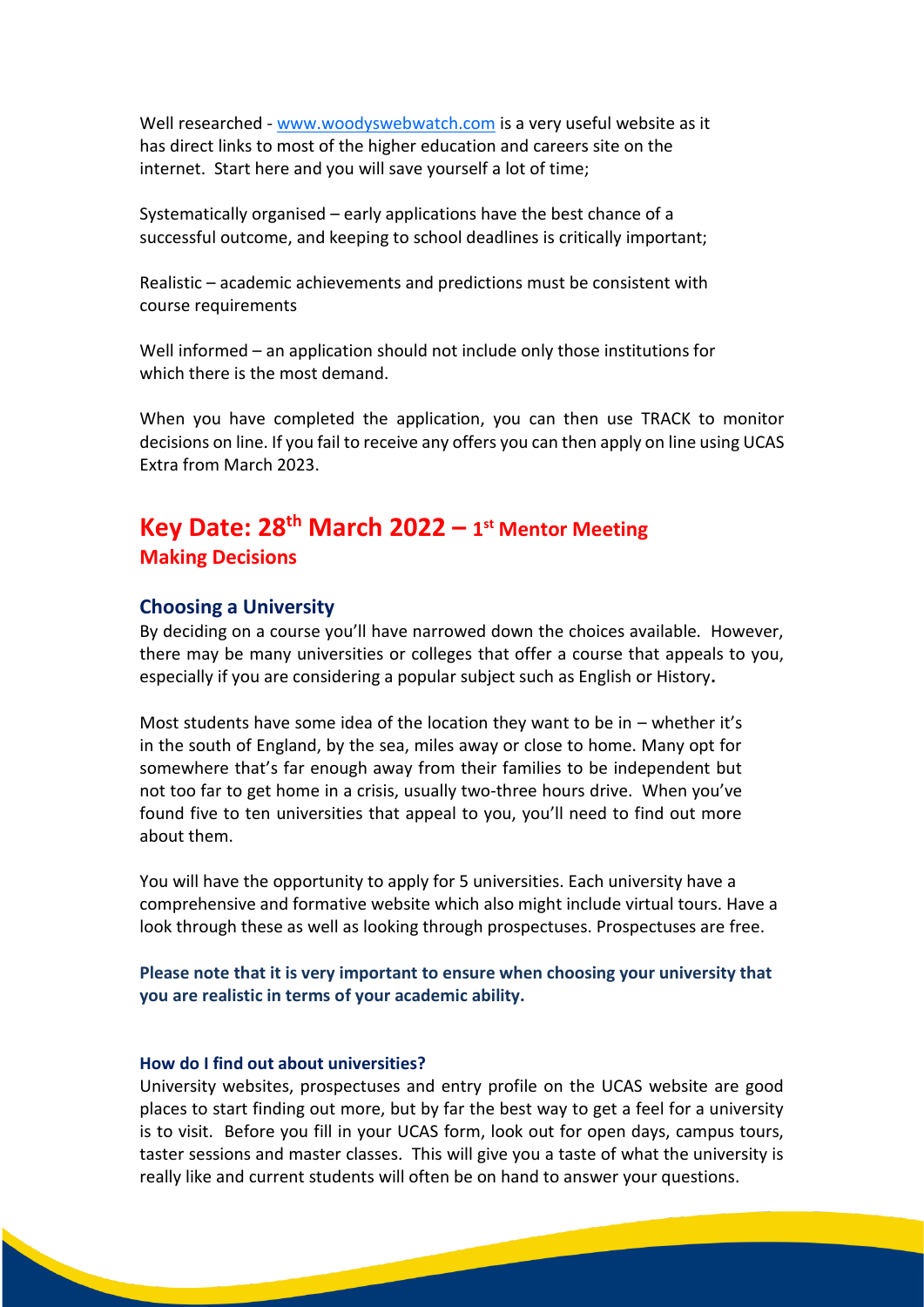Well researched - [www.woodyswebwatch.com](http://www.woodyswebwatch.com) is a very useful website as it has direct links to most of the higher education and careers site on the internet. Start here and you will save yourself a lot of time;

Systematically organised – early applications have the best chance of a successful outcome, and keeping to school deadlines is critically important;

Realistic – academic achievements and predictions must be consistent with course requirements

Well informed – an application should not include only those institutions for which there is the most demand.

When you have completed the application, you can then use TRACK to monitor decisions on line. If you fail to receive any offers you can then apply on line using UCAS Extra from March 2023.

## Key Date: 28th March 2022 – 1st Mentor Meeting

## Making Decisions

### Choosing a University

By deciding on a course you'll have narrowed down the choices available. However, there may be many universities or colleges that offer a course that appeals to you, especially if you are considering a popular subject such as English or History.

Most students have some idea of the location they want to be in – whether it's in the south of England, by the sea, miles away or close to home. Many opt for somewhere that's far enough away from their families to be independent but not too far to get home in a crisis, usually two-three hours drive. When you've found five to ten universities that appeal to you, you'll need to find out more about them.

You will have the opportunity to apply for 5 universities. Each university have a comprehensive and formative website which also might include virtual tours. Have a look through these as well as looking through prospectuses. Prospectuses are free.

**Please note that it is very important to ensure when choosing your university that you are realistic in terms of your academic ability.**

#### How do I find out about universities?

University websites, prospectuses and entry profile on the UCAS website are good places to start finding out more, but by far the best way to get a feel for a university is to visit. Before you fill in your UCAS form, look out for open days, campus tours, taster sessions and master classes. This will give you a taste of what the university is really like and current students will often be on hand to answer your questions.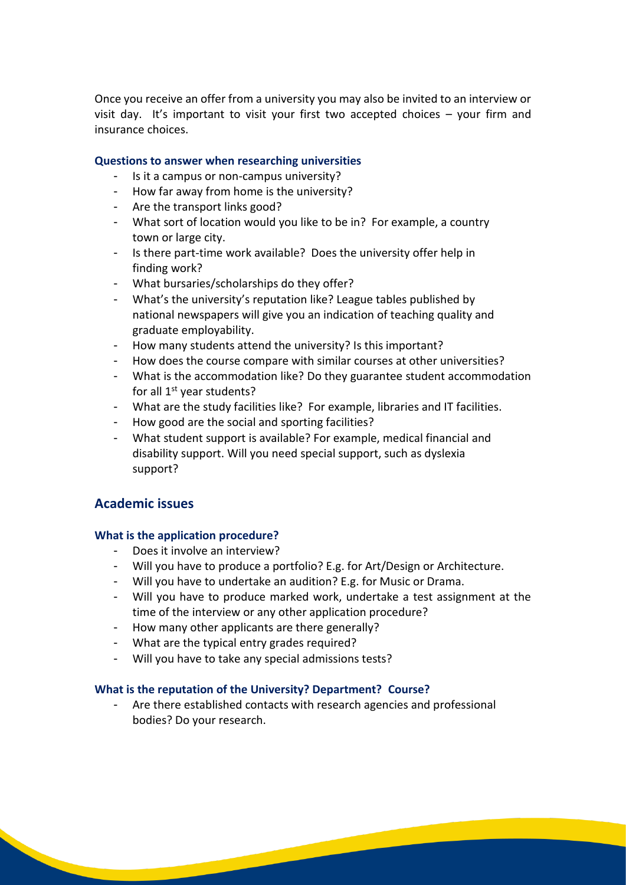Once you receive an offer from a university you may also be invited to an interview or visit day. It's important to visit your first two accepted choices – your firm and insurance choices.

**Questions to answer when researching universities**

- Is it a campus or non-campus university?
- How far away from home is the university?
- Are the transport links good?
- What sort of location would you like to be in? For example, a country town or large city.
- Is there part-time work available? Does the university offer help in finding work?
- What bursaries/scholarships do they offer?
- What's the university's reputation like? League tables published by national newspapers will give you an indication of teaching quality and graduate employability.
- How many students attend the university? Is this important?
- How does the course compare with similar courses at other universities?
- What is the accommodation like? Do they guarantee student accommodation for all 1st year students?
- What are the study facilities like? For example, libraries and IT facilities.
- How good are the social and sporting facilities?
- What student support is available? For example, medical financial and disability support. Will you need special support, such as dyslexia support?

## Academic issues

**What is the application procedure?**

- Does it involve an interview?
- Will you have to produce a portfolio? E.g. for Art/Design or Architecture.
- Will you have to undertake an audition? E.g. for Music or Drama.
- Will you have to produce marked work, undertake a test assignment at the time of the interview or any other application procedure?
- How many other applicants are there generally?
- What are the typical entry grades required?
- Will you have to take any special admissions tests?

**What is the reputation of the University? Department? Course?**

- Are there established contacts with research agencies and professional bodies? Do your research.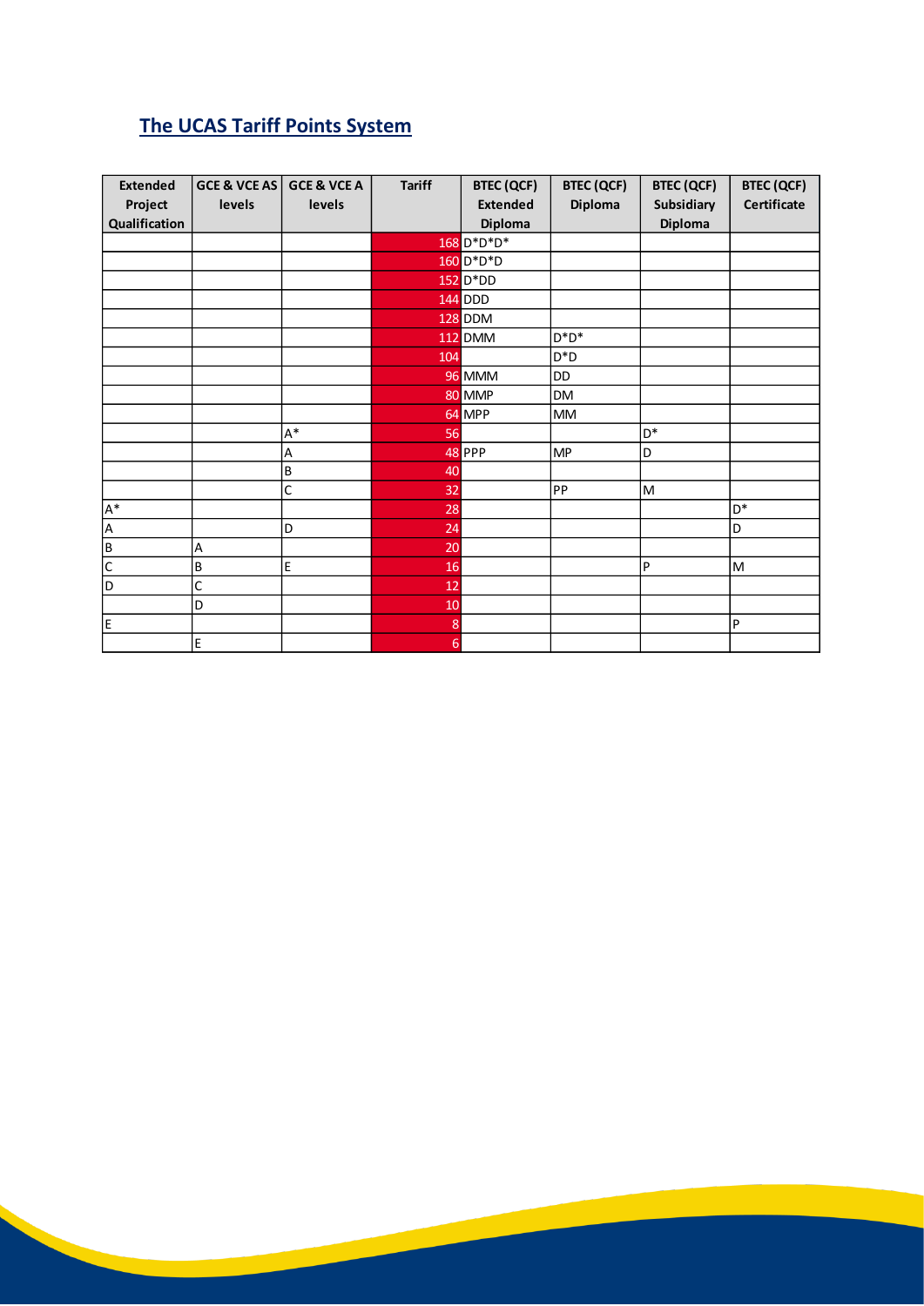## The UCAS Tariff Points System

| Extended Project Qualification | GCE & VCE AS levels | GCE & VCE A levels | Tariff | BTEC (QCF) Extended Diploma | BTEC (QCF) Diploma | BTEC (QCF) Subsidiary Diploma | BTEC (QCF) Certificate |
|---|---|---|---|---|---|---|---|
| | | | 168 | D*D*D* | | | |
| | | | 160 | D*D*D | | | |
| | | | 152 | D*DD | | | |
| | | | 144 | DDD | | | |
| | | | 128 | DDM | | | |
| | | | 112 | DMM | D*D* | | |
| | | | 104 | | D*D | | |
| | | | 96 | MMM | DD | | |
| | | | 80 | MMP | DM | | |
| | | | 64 | MPP | MM | | |
| | | A* | 56 | | | D* | |
| | | A | 48 | PPP | MP | D | |
| | | B | 40 | | | | |
| | | C | 32 | | PP | M | |
| A* | | | 28 | | | | D* |
| A | | D | 24 | | | | D |
| B | A | | 20 | | | | |
| C | B | E | 16 | | | P | M |
| D | C | | 12 | | | | |
| | D | | 10 | | | | |
| E | | | 8 | | | | P |
| | E | | 6 | | | | |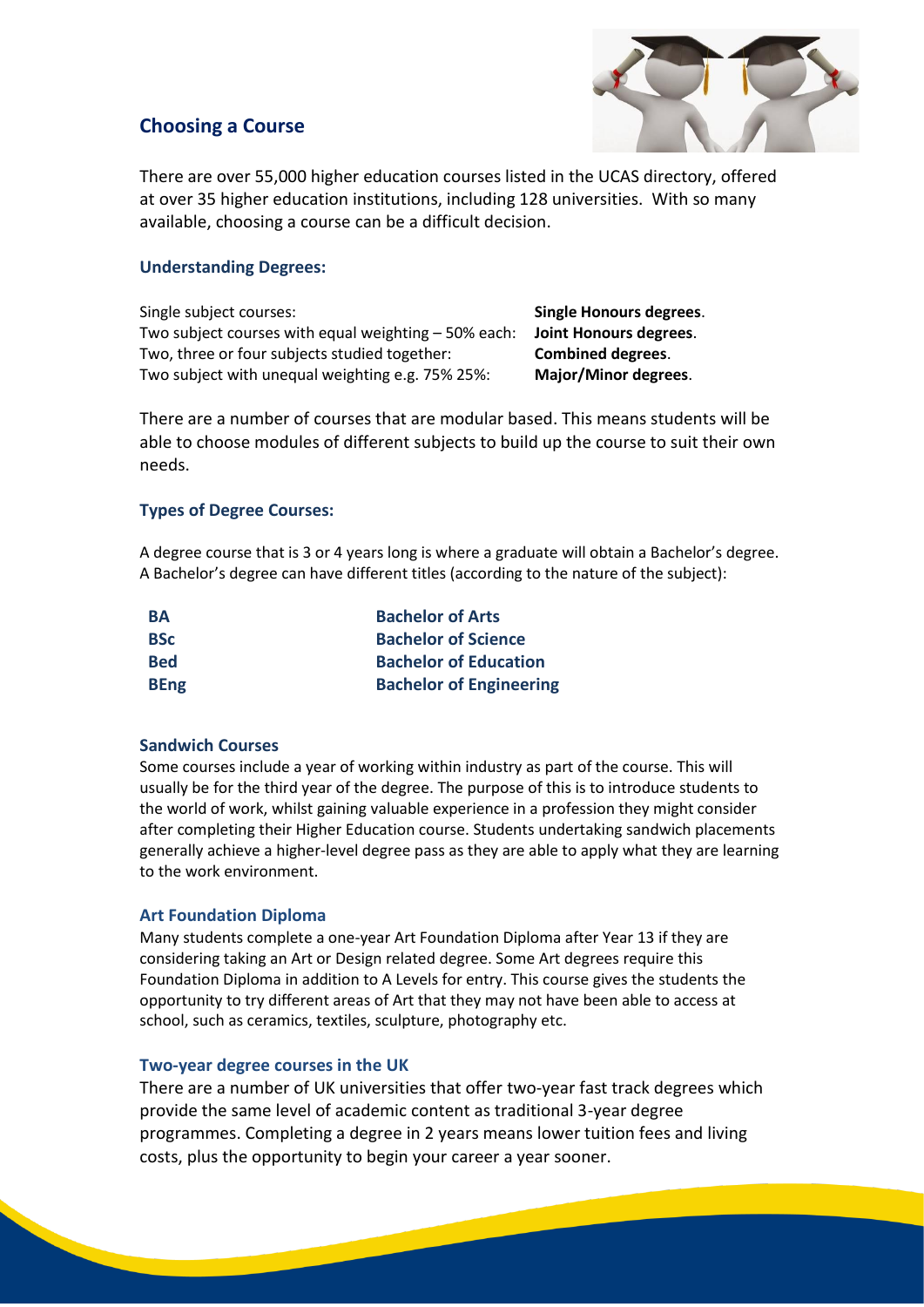## Choosing a Course

There are over 55,000 higher education courses listed in the UCAS directory, offered at over 35 higher education institutions, including 128 universities. With so many available, choosing a course can be a difficult decision.

### Understanding Degrees:

| | |
|---|---|
| Single subject courses: | **Single Honours degrees**. |
| Two subject courses with equal weighting – 50% each: | **Joint Honours degrees**. |
| Two, three or four subjects studied together: | **Combined degrees**. |
| Two subject with unequal weighting e.g. 75% 25%: | **Major/Minor degrees**. |

There are a number of courses that are modular based. This means students will be able to choose modules of different subjects to build up the course to suit their own needs.

### Types of Degree Courses:

A degree course that is 3 or 4 years long is where a graduate will obtain a Bachelor's degree. A Bachelor's degree can have different titles (according to the nature of the subject):

| | |
|---|---|
| **BA** | **Bachelor of Arts** |
| **BSc** | **Bachelor of Science** |
| **Bed** | **Bachelor of Education** |
| **BEng** | **Bachelor of Engineering** |

### Sandwich Courses

Some courses include a year of working within industry as part of the course. This will usually be for the third year of the degree. The purpose of this is to introduce students to the world of work, whilst gaining valuable experience in a profession they might consider after completing their Higher Education course. Students undertaking sandwich placements generally achieve a higher-level degree pass as they are able to apply what they are learning to the work environment.

### Art Foundation Diploma

Many students complete a one-year Art Foundation Diploma after Year 13 if they are considering taking an Art or Design related degree. Some Art degrees require this Foundation Diploma in addition to A Levels for entry. This course gives the students the opportunity to try different areas of Art that they may not have been able to access at school, such as ceramics, textiles, sculpture, photography etc.

### Two-year degree courses in the UK

There are a number of UK universities that offer two-year fast track degrees which provide the same level of academic content as traditional 3-year degree programmes. Completing a degree in 2 years means lower tuition fees and living costs, plus the opportunity to begin your career a year sooner.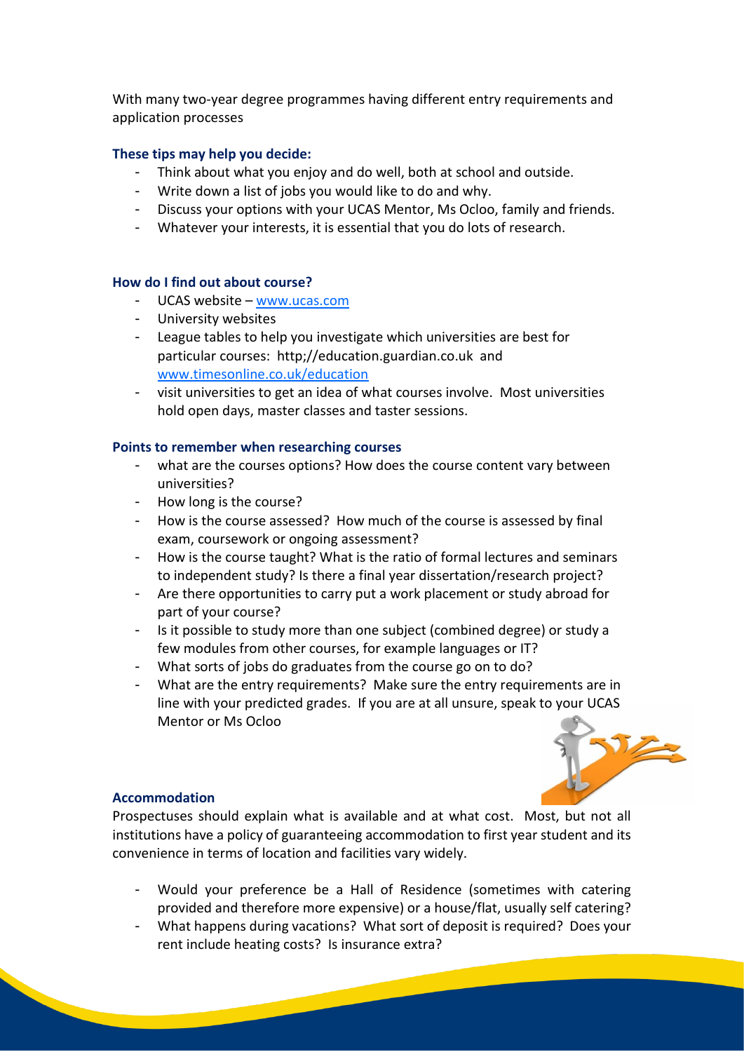With many two-year degree programmes having different entry requirements and application processes

### These tips may help you decide:

- Think about what you enjoy and do well, both at school and outside.
- Write down a list of jobs you would like to do and why.
- Discuss your options with your UCAS Mentor, Ms Ocloo, family and friends.
- Whatever your interests, it is essential that you do lots of research.

### How do I find out about course?

- UCAS website – www.ucas.com
- University websites
- League tables to help you investigate which universities are best for particular courses: http;//education.guardian.co.uk and www.timesonline.co.uk/education
- visit universities to get an idea of what courses involve. Most universities hold open days, master classes and taster sessions.

### Points to remember when researching courses

- what are the courses options? How does the course content vary between universities?
- How long is the course?
- How is the course assessed? How much of the course is assessed by final exam, coursework or ongoing assessment?
- How is the course taught? What is the ratio of formal lectures and seminars to independent study? Is there a final year dissertation/research project?
- Are there opportunities to carry put a work placement or study abroad for part of your course?
- Is it possible to study more than one subject (combined degree) or study a few modules from other courses, for example languages or IT?
- What sorts of jobs do graduates from the course go on to do?
- What are the entry requirements? Make sure the entry requirements are in line with your predicted grades. If you are at all unsure, speak to your UCAS Mentor or Ms Ocloo

### Accommodation

Prospectuses should explain what is available and at what cost. Most, but not all institutions have a policy of guaranteeing accommodation to first year student and its convenience in terms of location and facilities vary widely.

- Would your preference be a Hall of Residence (sometimes with catering provided and therefore more expensive) or a house/flat, usually self catering?
- What happens during vacations? What sort of deposit is required? Does your rent include heating costs? Is insurance extra?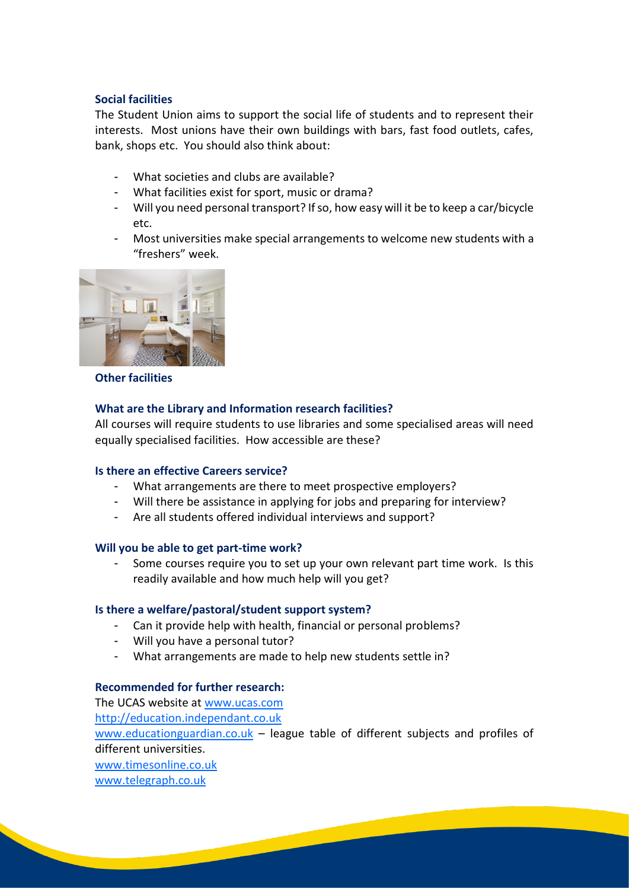### Social facilities

The Student Union aims to support the social life of students and to represent their interests. Most unions have their own buildings with bars, fast food outlets, cafes, bank, shops etc. You should also think about:

- What societies and clubs are available?
- What facilities exist for sport, music or drama?
- Will you need personal transport? If so, how easy will it be to keep a car/bicycle etc.
- Most universities make special arrangements to welcome new students with a "freshers" week.

### Other facilities

#### What are the Library and Information research facilities?

All courses will require students to use libraries and some specialised areas will need equally specialised facilities. How accessible are these?

#### Is there an effective Careers service?

- What arrangements are there to meet prospective employers?
- Will there be assistance in applying for jobs and preparing for interview?
- Are all students offered individual interviews and support?

#### Will you be able to get part-time work?

- Some courses require you to set up your own relevant part time work. Is this readily available and how much help will you get?

#### Is there a welfare/pastoral/student support system?

- Can it provide help with health, financial or personal problems?
- Will you have a personal tutor?
- What arrangements are made to help new students settle in?

#### Recommended for further research:

The UCAS website at www.ucas.com
http://education.independant.co.uk
www.educationguardian.co.uk – league table of different subjects and profiles of different universities.
www.timesonline.co.uk
www.telegraph.co.uk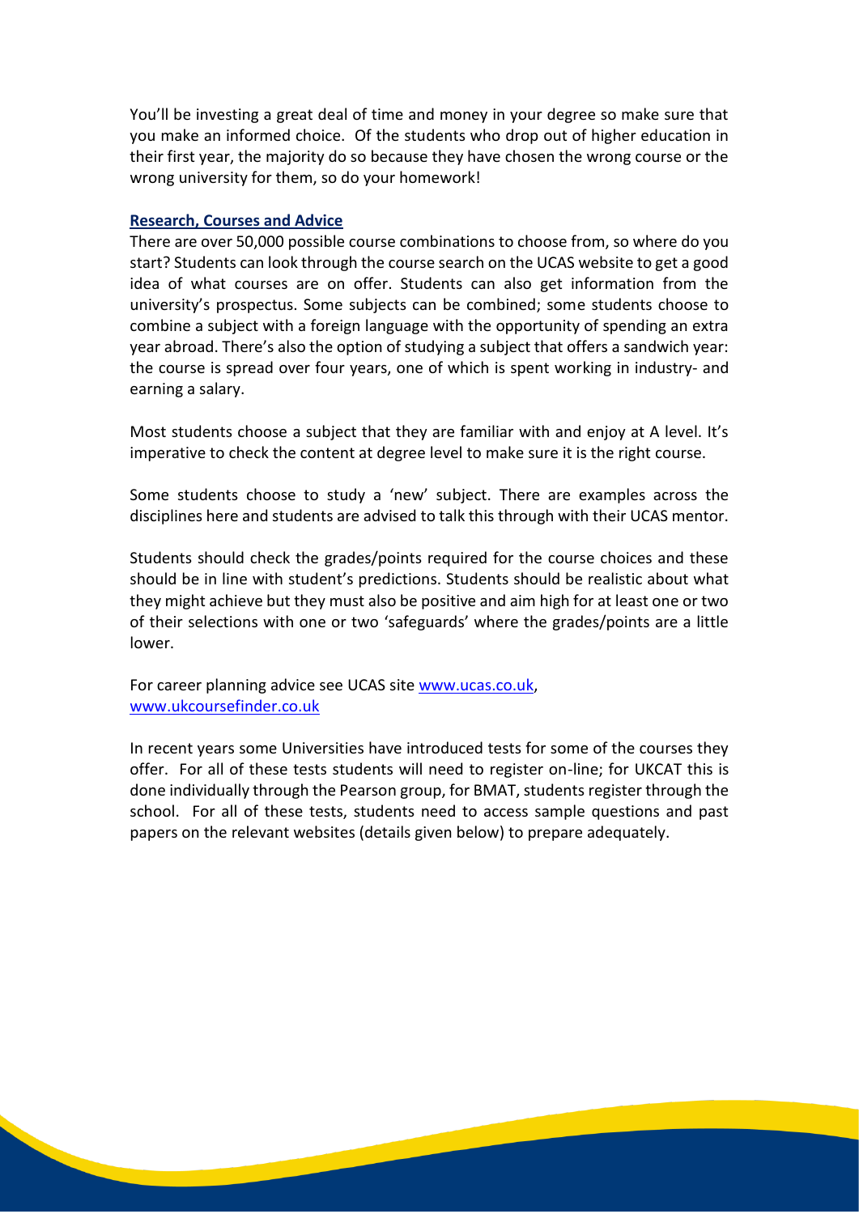You'll be investing a great deal of time and money in your degree so make sure that you make an informed choice. Of the students who drop out of higher education in their first year, the majority do so because they have chosen the wrong course or the wrong university for them, so do your homework!

## Research, Courses and Advice

There are over 50,000 possible course combinations to choose from, so where do you start? Students can look through the course search on the UCAS website to get a good idea of what courses are on offer. Students can also get information from the university's prospectus. Some subjects can be combined; some students choose to combine a subject with a foreign language with the opportunity of spending an extra year abroad. There's also the option of studying a subject that offers a sandwich year: the course is spread over four years, one of which is spent working in industry- and earning a salary.

Most students choose a subject that they are familiar with and enjoy at A level. It's imperative to check the content at degree level to make sure it is the right course.

Some students choose to study a 'new' subject. There are examples across the disciplines here and students are advised to talk this through with their UCAS mentor.

Students should check the grades/points required for the course choices and these should be in line with student's predictions. Students should be realistic about what they might achieve but they must also be positive and aim high for at least one or two of their selections with one or two 'safeguards' where the grades/points are a little lower.

For career planning advice see UCAS site [www.ucas.co.uk](www.ucas.co.uk), [www.ukcoursefinder.co.uk](www.ukcoursefinder.co.uk)

In recent years some Universities have introduced tests for some of the courses they offer. For all of these tests students will need to register on-line; for UKCAT this is done individually through the Pearson group, for BMAT, students register through the school. For all of these tests, students need to access sample questions and past papers on the relevant websites (details given below) to prepare adequately.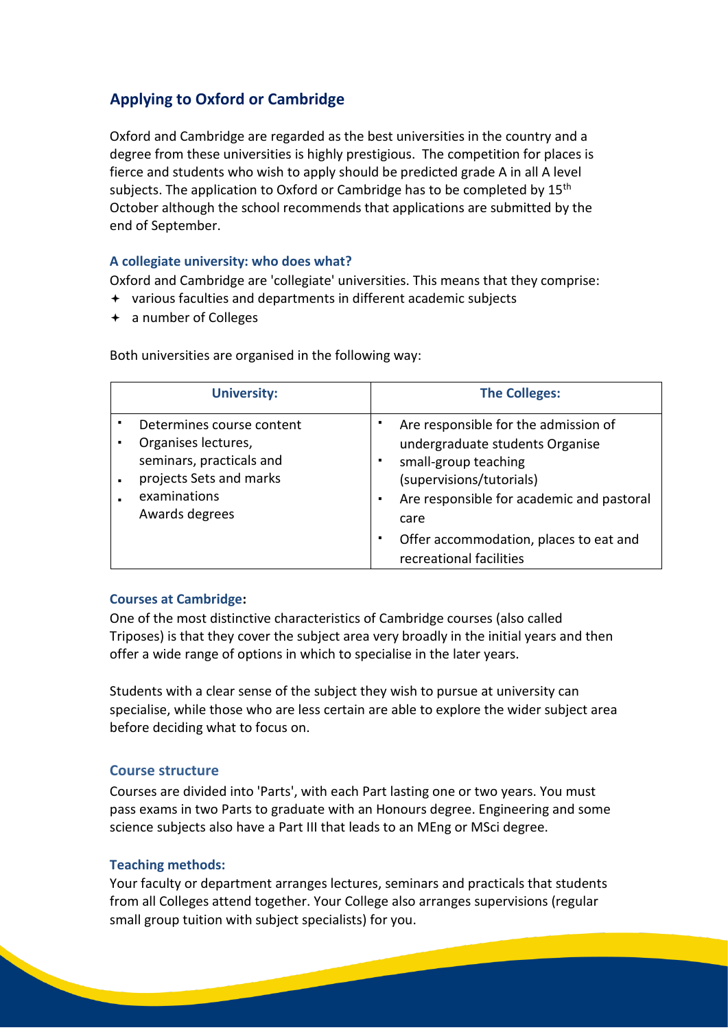## Applying to Oxford or Cambridge

Oxford and Cambridge are regarded as the best universities in the country and a degree from these universities is highly prestigious. The competition for places is fierce and students who wish to apply should be predicted grade A in all A level subjects. The application to Oxford or Cambridge has to be completed by 15th October although the school recommends that applications are submitted by the end of September.

### A collegiate university: who does what?

Oxford and Cambridge are 'collegiate' universities. This means that they comprise:

- various faculties and departments in different academic subjects
- a number of Colleges

Both universities are organised in the following way:

| University: | The Colleges: |
|---|---|
| ▪ Determines course content<br>▪ Organises lectures, seminars, practicals and projects<br>▪ Sets and marks examinations<br>▪ Awards degrees | ▪ Are responsible for the admission of undergraduate students<br>▪ Organise small-group teaching (supervisions/tutorials)<br>▪ Are responsible for academic and pastoral care<br>▪ Offer accommodation, places to eat and recreational facilities |

### Courses at Cambridge:

One of the most distinctive characteristics of Cambridge courses (also called Triposes) is that they cover the subject area very broadly in the initial years and then offer a wide range of options in which to specialise in the later years.

Students with a clear sense of the subject they wish to pursue at university can specialise, while those who are less certain are able to explore the wider subject area before deciding what to focus on.

### Course structure

Courses are divided into 'Parts', with each Part lasting one or two years. You must pass exams in two Parts to graduate with an Honours degree. Engineering and some science subjects also have a Part III that leads to an MEng or MSci degree.

### Teaching methods:

Your faculty or department arranges lectures, seminars and practicals that students from all Colleges attend together. Your College also arranges supervisions (regular small group tuition with subject specialists) for you.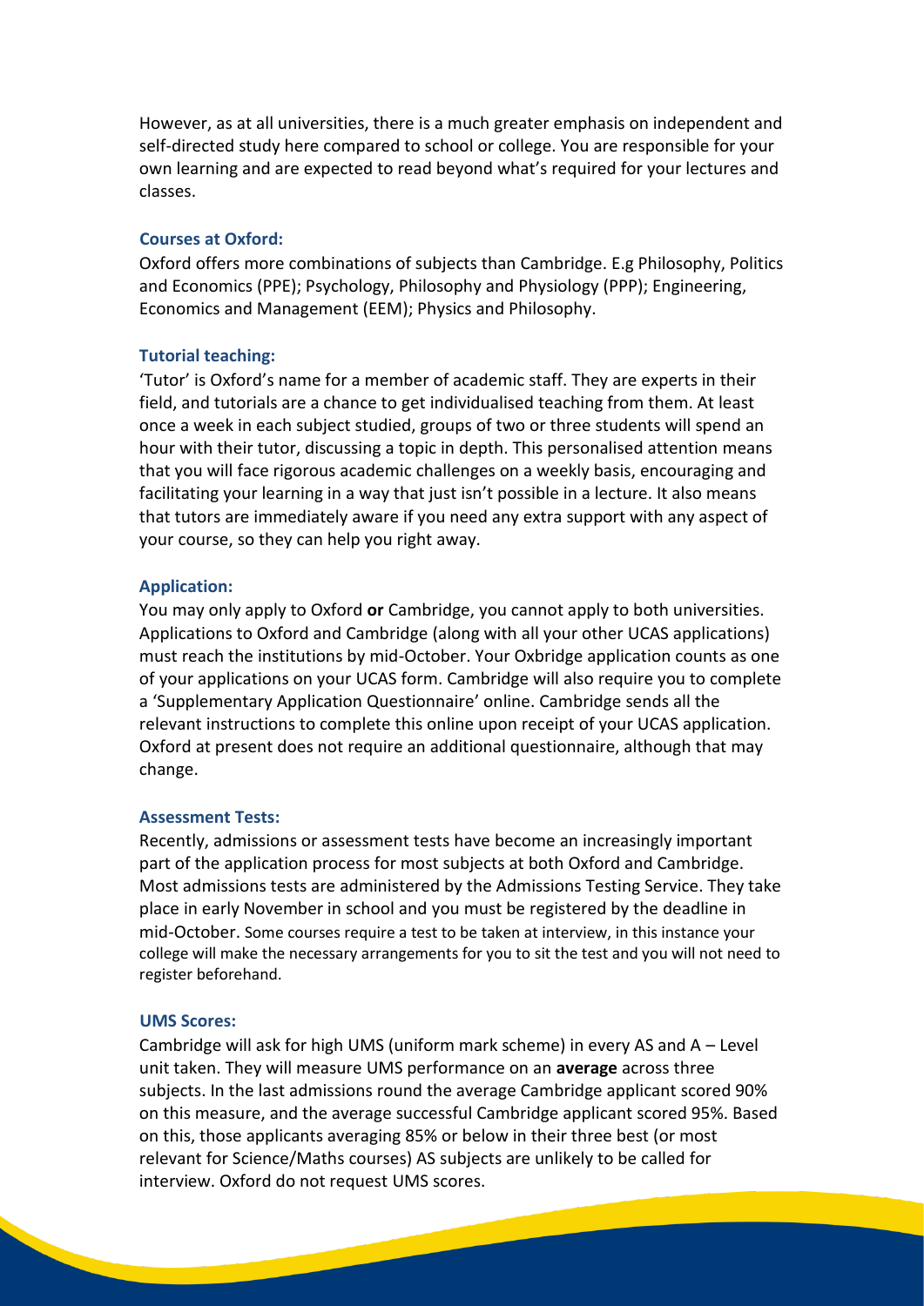However, as at all universities, there is a much greater emphasis on independent and self-directed study here compared to school or college. You are responsible for your own learning and are expected to read beyond what's required for your lectures and classes.

### Courses at Oxford:

Oxford offers more combinations of subjects than Cambridge. E.g Philosophy, Politics and Economics (PPE); Psychology, Philosophy and Physiology (PPP); Engineering, Economics and Management (EEM); Physics and Philosophy.

### Tutorial teaching:

'Tutor' is Oxford's name for a member of academic staff. They are experts in their field, and tutorials are a chance to get individualised teaching from them. At least once a week in each subject studied, groups of two or three students will spend an hour with their tutor, discussing a topic in depth. This personalised attention means that you will face rigorous academic challenges on a weekly basis, encouraging and facilitating your learning in a way that just isn't possible in a lecture. It also means that tutors are immediately aware if you need any extra support with any aspect of your course, so they can help you right away.

### Application:

You may only apply to Oxford **or** Cambridge, you cannot apply to both universities. Applications to Oxford and Cambridge (along with all your other UCAS applications) must reach the institutions by mid-October. Your Oxbridge application counts as one of your applications on your UCAS form. Cambridge will also require you to complete a 'Supplementary Application Questionnaire' online. Cambridge sends all the relevant instructions to complete this online upon receipt of your UCAS application. Oxford at present does not require an additional questionnaire, although that may change.

### Assessment Tests:

Recently, admissions or assessment tests have become an increasingly important part of the application process for most subjects at both Oxford and Cambridge. Most admissions tests are administered by the Admissions Testing Service. They take place in early November in school and you must be registered by the deadline in mid-October. Some courses require a test to be taken at interview, in this instance your college will make the necessary arrangements for you to sit the test and you will not need to register beforehand.

### UMS Scores:

Cambridge will ask for high UMS (uniform mark scheme) in every AS and A – Level unit taken. They will measure UMS performance on an **average** across three subjects. In the last admissions round the average Cambridge applicant scored 90% on this measure, and the average successful Cambridge applicant scored 95%. Based on this, those applicants averaging 85% or below in their three best (or most relevant for Science/Maths courses) AS subjects are unlikely to be called for interview. Oxford do not request UMS scores.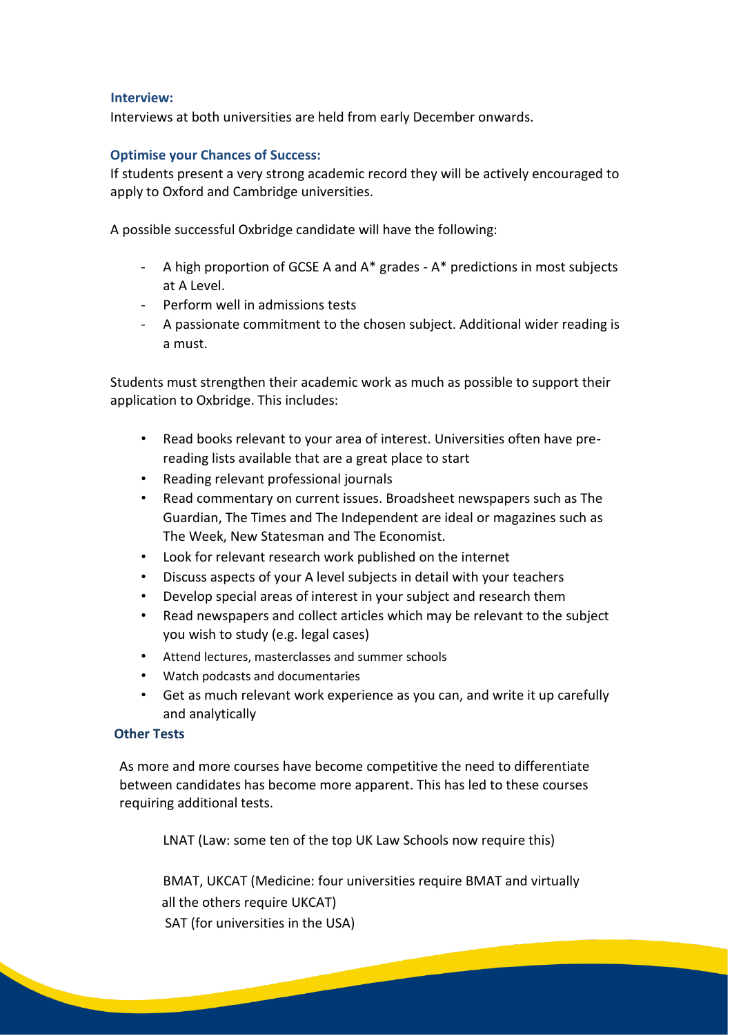### Interview:

Interviews at both universities are held from early December onwards.

### Optimise your Chances of Success:

If students present a very strong academic record they will be actively encouraged to apply to Oxford and Cambridge universities.

A possible successful Oxbridge candidate will have the following:

- A high proportion of GCSE A and A* grades - A* predictions in most subjects at A Level.
- Perform well in admissions tests
- A passionate commitment to the chosen subject. Additional wider reading is a must.

Students must strengthen their academic work as much as possible to support their application to Oxbridge. This includes:

- Read books relevant to your area of interest. Universities often have pre-reading lists available that are a great place to start
- Reading relevant professional journals
- Read commentary on current issues. Broadsheet newspapers such as The Guardian, The Times and The Independent are ideal or magazines such as The Week, New Statesman and The Economist.
- Look for relevant research work published on the internet
- Discuss aspects of your A level subjects in detail with your teachers
- Develop special areas of interest in your subject and research them
- Read newspapers and collect articles which may be relevant to the subject you wish to study (e.g. legal cases)
- Attend lectures, masterclasses and summer schools
- Watch podcasts and documentaries
- Get as much relevant work experience as you can, and write it up carefully and analytically

### Other Tests

As more and more courses have become competitive the need to differentiate between candidates has become more apparent. This has led to these courses requiring additional tests.

LNAT (Law: some ten of the top UK Law Schools now require this)

BMAT, UKCAT (Medicine: four universities require BMAT and virtually all the others require UKCAT)

SAT (for universities in the USA)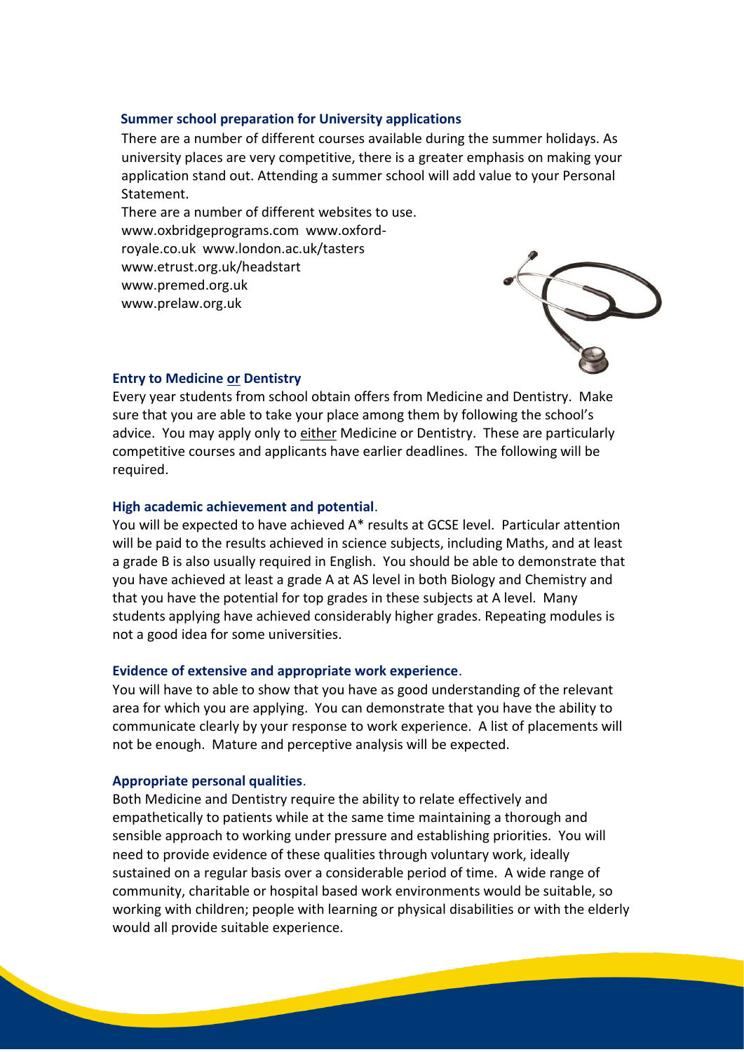### Summer school preparation for University applications

There are a number of different courses available during the summer holidays. As university places are very competitive, there is a greater emphasis on making your application stand out. Attending a summer school will add value to your Personal Statement.

There are a number of different websites to use.

www.oxbridgeprograms.com www.oxford-royale.co.uk www.london.ac.uk/tasters
www.etrust.org.uk/headstart
www.premed.org.uk
www.prelaw.org.uk

### Entry to Medicine or Dentistry

Every year students from school obtain offers from Medicine and Dentistry. Make sure that you are able to take your place among them by following the school's advice. You may apply only to either Medicine or Dentistry. These are particularly competitive courses and applicants have earlier deadlines. The following will be required.

### High academic achievement and potential.

You will be expected to have achieved A* results at GCSE level. Particular attention will be paid to the results achieved in science subjects, including Maths, and at least a grade B is also usually required in English. You should be able to demonstrate that you have achieved at least a grade A at AS level in both Biology and Chemistry and that you have the potential for top grades in these subjects at A level. Many students applying have achieved considerably higher grades. Repeating modules is not a good idea for some universities.

### Evidence of extensive and appropriate work experience.

You will have to able to show that you have as good understanding of the relevant area for which you are applying. You can demonstrate that you have the ability to communicate clearly by your response to work experience. A list of placements will not be enough. Mature and perceptive analysis will be expected.

### Appropriate personal qualities.

Both Medicine and Dentistry require the ability to relate effectively and empathetically to patients while at the same time maintaining a thorough and sensible approach to working under pressure and establishing priorities. You will need to provide evidence of these qualities through voluntary work, ideally sustained on a regular basis over a considerable period of time. A wide range of community, charitable or hospital based work environments would be suitable, so working with children; people with learning or physical disabilities or with the elderly would all provide suitable experience.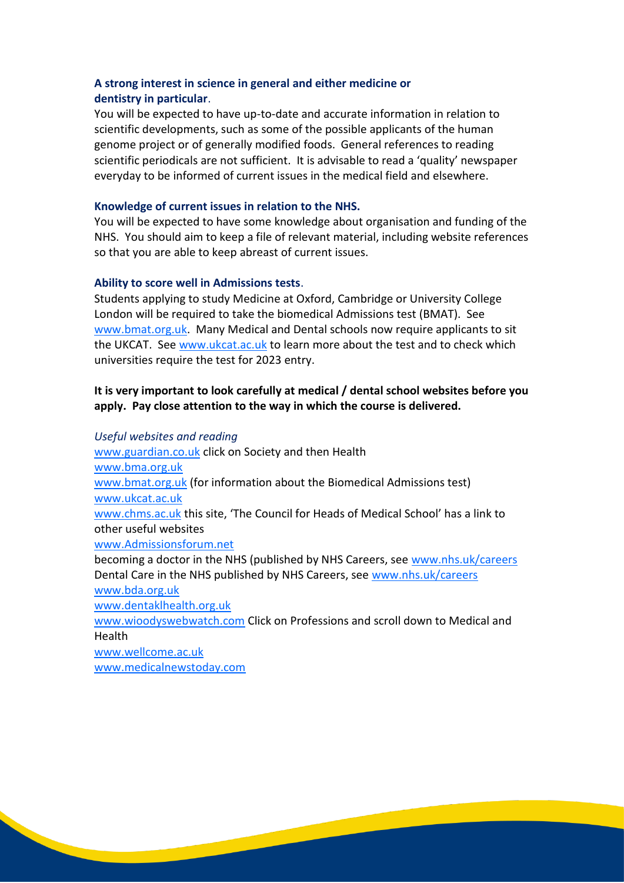**A strong interest in science in general and either medicine or dentistry in particular**.

You will be expected to have up-to-date and accurate information in relation to scientific developments, such as some of the possible applicants of the human genome project or of generally modified foods. General references to reading scientific periodicals are not sufficient. It is advisable to read a 'quality' newspaper everyday to be informed of current issues in the medical field and elsewhere.

**Knowledge of current issues in relation to the NHS.**

You will be expected to have some knowledge about organisation and funding of the NHS. You should aim to keep a file of relevant material, including website references so that you are able to keep abreast of current issues.

**Ability to score well in Admissions tests**.

Students applying to study Medicine at Oxford, Cambridge or University College London will be required to take the biomedical Admissions test (BMAT). See www.bmat.org.uk. Many Medical and Dental schools now require applicants to sit the UKCAT. See www.ukcat.ac.uk to learn more about the test and to check which universities require the test for 2023 entry.

**It is very important to look carefully at medical / dental school websites before you apply. Pay close attention to the way in which the course is delivered.**

*Useful websites and reading*

www.guardian.co.uk click on Society and then Health
www.bma.org.uk
www.bmat.org.uk (for information about the Biomedical Admissions test)
www.ukcat.ac.uk
www.chms.ac.uk this site, 'The Council for Heads of Medical School' has a link to other useful websites
www.Admissionsforum.net
becoming a doctor in the NHS (published by NHS Careers, see www.nhs.uk/careers
Dental Care in the NHS published by NHS Careers, see www.nhs.uk/careers
www.bda.org.uk
www.dentaklhealth.org.uk
www.wioodyswebwatch.com Click on Professions and scroll down to Medical and Health
www.wellcome.ac.uk
www.medicalnewstoday.com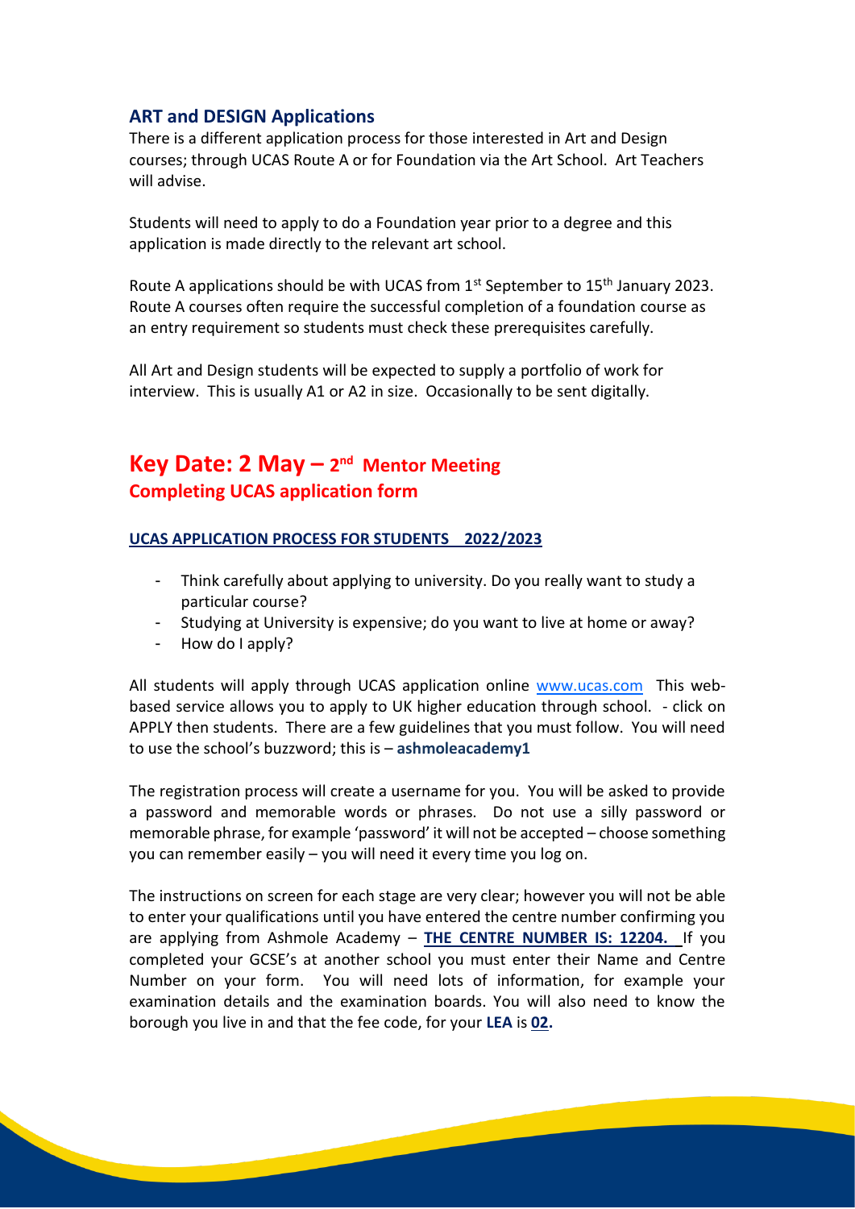## ART and DESIGN Applications

There is a different application process for those interested in Art and Design courses; through UCAS Route A or for Foundation via the Art School. Art Teachers will advise.

Students will need to apply to do a Foundation year prior to a degree and this application is made directly to the relevant art school.

Route A applications should be with UCAS from 1st September to 15th January 2023. Route A courses often require the successful completion of a foundation course as an entry requirement so students must check these prerequisites carefully.

All Art and Design students will be expected to supply a portfolio of work for interview. This is usually A1 or A2 in size. Occasionally to be sent digitally.

## Key Date: 2 May – 2nd Mentor Meeting
## Completing UCAS application form

**UCAS APPLICATION PROCESS FOR STUDENTS 2022/2023**

- Think carefully about applying to university. Do you really want to study a particular course?
- Studying at University is expensive; do you want to live at home or away?
- How do I apply?

All students will apply through UCAS application online www.ucas.com This web-based service allows you to apply to UK higher education through school. - click on APPLY then students. There are a few guidelines that you must follow. You will need to use the school's buzzword; this is – **ashmoleacademy1**

The registration process will create a username for you. You will be asked to provide a password and memorable words or phrases. Do not use a silly password or memorable phrase, for example 'password' it will not be accepted – choose something you can remember easily – you will need it every time you log on.

The instructions on screen for each stage are very clear; however you will not be able to enter your qualifications until you have entered the centre number confirming you are applying from Ashmole Academy – **THE CENTRE NUMBER IS: 12204.** If you completed your GCSE's at another school you must enter their Name and Centre Number on your form. You will need lots of information, for example your examination details and the examination boards. You will also need to know the borough you live in and that the fee code, for your **LEA** is **02.**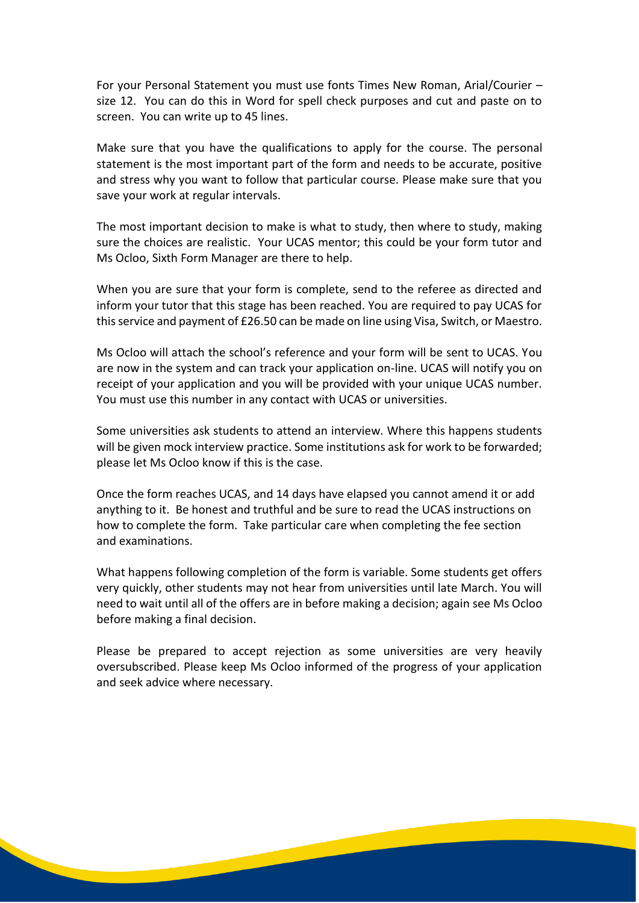For your Personal Statement you must use fonts Times New Roman, Arial/Courier – size 12. You can do this in Word for spell check purposes and cut and paste on to screen. You can write up to 45 lines.

Make sure that you have the qualifications to apply for the course. The personal statement is the most important part of the form and needs to be accurate, positive and stress why you want to follow that particular course. Please make sure that you save your work at regular intervals.

The most important decision to make is what to study, then where to study, making sure the choices are realistic. Your UCAS mentor; this could be your form tutor and Ms Ocloo, Sixth Form Manager are there to help.

When you are sure that your form is complete, send to the referee as directed and inform your tutor that this stage has been reached. You are required to pay UCAS for this service and payment of £26.50 can be made on line using Visa, Switch, or Maestro.

Ms Ocloo will attach the school's reference and your form will be sent to UCAS. You are now in the system and can track your application on-line. UCAS will notify you on receipt of your application and you will be provided with your unique UCAS number. You must use this number in any contact with UCAS or universities.

Some universities ask students to attend an interview. Where this happens students will be given mock interview practice. Some institutions ask for work to be forwarded; please let Ms Ocloo know if this is the case.

Once the form reaches UCAS, and 14 days have elapsed you cannot amend it or add anything to it. Be honest and truthful and be sure to read the UCAS instructions on how to complete the form. Take particular care when completing the fee section and examinations.

What happens following completion of the form is variable. Some students get offers very quickly, other students may not hear from universities until late March. You will need to wait until all of the offers are in before making a decision; again see Ms Ocloo before making a final decision.

Please be prepared to accept rejection as some universities are very heavily oversubscribed. Please keep Ms Ocloo informed of the progress of your application and seek advice where necessary.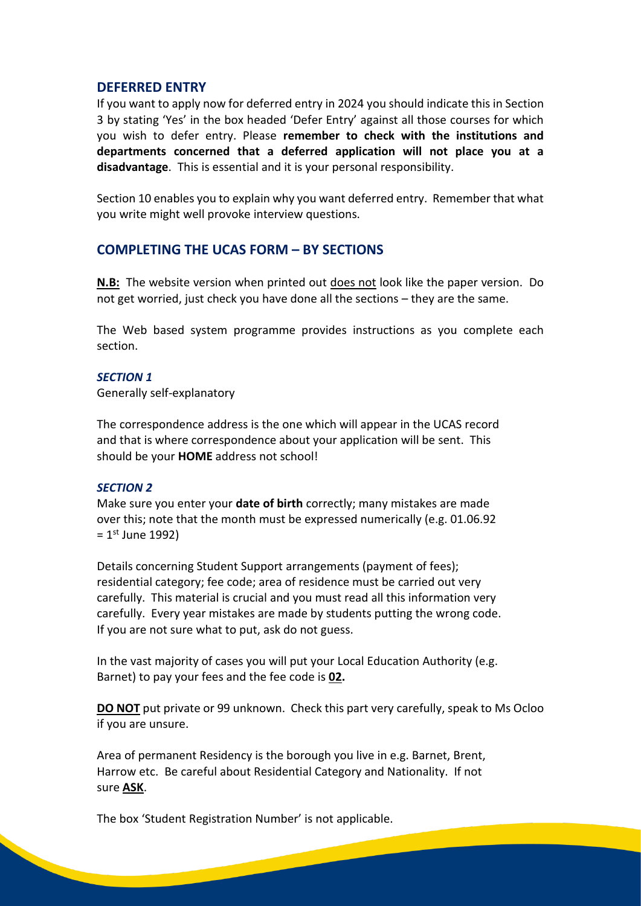## DEFERRED ENTRY

If you want to apply now for deferred entry in 2024 you should indicate this in Section 3 by stating 'Yes' in the box headed 'Defer Entry' against all those courses for which you wish to defer entry. Please **remember to check with the institutions and departments concerned that a deferred application will not place you at a disadvantage**. This is essential and it is your personal responsibility.

Section 10 enables you to explain why you want deferred entry. Remember that what you write might well provoke interview questions.

## COMPLETING THE UCAS FORM – BY SECTIONS

**N.B:** The website version when printed out does not look like the paper version. Do not get worried, just check you have done all the sections – they are the same.

The Web based system programme provides instructions as you complete each section.

### *SECTION 1*

Generally self-explanatory

The correspondence address is the one which will appear in the UCAS record and that is where correspondence about your application will be sent. This should be your **HOME** address not school!

### *SECTION 2*

Make sure you enter your **date of birth** correctly; many mistakes are made over this; note that the month must be expressed numerically (e.g. 01.06.92 = 1st June 1992)

Details concerning Student Support arrangements (payment of fees); residential category; fee code; area of residence must be carried out very carefully. This material is crucial and you must read all this information very carefully. Every year mistakes are made by students putting the wrong code. If you are not sure what to put, ask do not guess.

In the vast majority of cases you will put your Local Education Authority (e.g. Barnet) to pay your fees and the fee code is **02.**

**DO NOT** put private or 99 unknown. Check this part very carefully, speak to Ms Ocloo if you are unsure.

Area of permanent Residency is the borough you live in e.g. Barnet, Brent, Harrow etc. Be careful about Residential Category and Nationality. If not sure **ASK**.

The box 'Student Registration Number' is not applicable.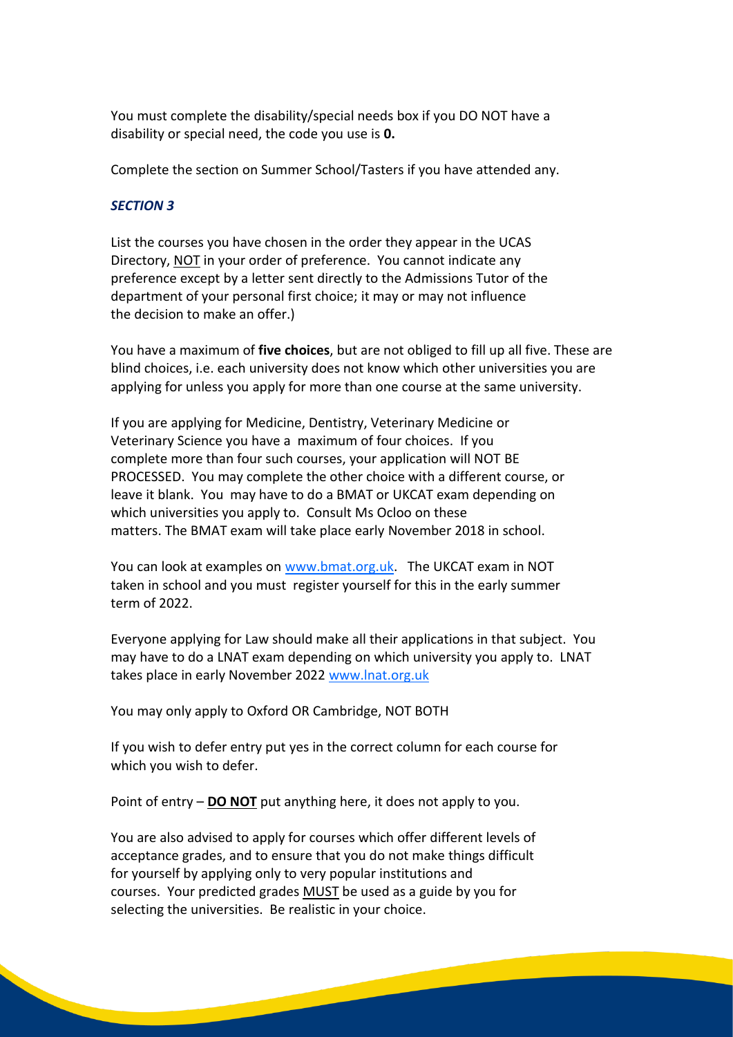You must complete the disability/special needs box if you DO NOT have a disability or special need, the code you use is **0.**

Complete the section on Summer School/Tasters if you have attended any.

### ***SECTION 3***

List the courses you have chosen in the order they appear in the UCAS Directory, NOT in your order of preference. You cannot indicate any preference except by a letter sent directly to the Admissions Tutor of the department of your personal first choice; it may or may not influence the decision to make an offer.)

You have a maximum of **five choices**, but are not obliged to fill up all five. These are blind choices, i.e. each university does not know which other universities you are applying for unless you apply for more than one course at the same university.

If you are applying for Medicine, Dentistry, Veterinary Medicine or Veterinary Science you have a maximum of four choices. If you complete more than four such courses, your application will NOT BE PROCESSED. You may complete the other choice with a different course, or leave it blank. You may have to do a BMAT or UKCAT exam depending on which universities you apply to. Consult Ms Ocloo on these matters. The BMAT exam will take place early November 2018 in school.

You can look at examples on [www.bmat.org.uk](www.bmat.org.uk). The UKCAT exam in NOT taken in school and you must register yourself for this in the early summer term of 2022.

Everyone applying for Law should make all their applications in that subject. You may have to do a LNAT exam depending on which university you apply to. LNAT takes place in early November 2022 [www.lnat.org.uk](www.lnat.org.uk)

You may only apply to Oxford OR Cambridge, NOT BOTH

If you wish to defer entry put yes in the correct column for each course for which you wish to defer.

Point of entry – **DO NOT** put anything here, it does not apply to you.

You are also advised to apply for courses which offer different levels of acceptance grades, and to ensure that you do not make things difficult for yourself by applying only to very popular institutions and courses. Your predicted grades MUST be used as a guide by you for selecting the universities. Be realistic in your choice.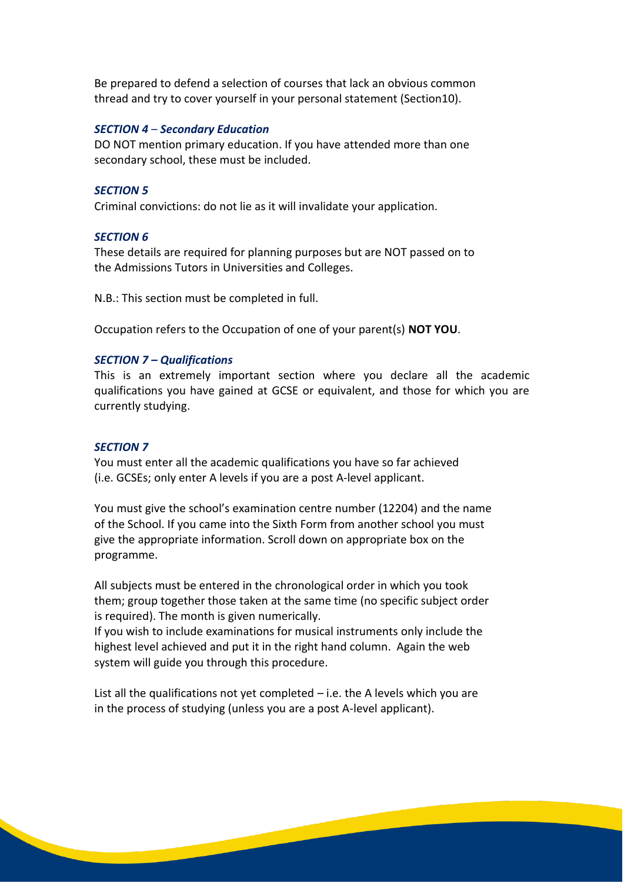Be prepared to defend a selection of courses that lack an obvious common thread and try to cover yourself in your personal statement (Section10).

### *SECTION 4 – Secondary Education*

DO NOT mention primary education. If you have attended more than one secondary school, these must be included.

### *SECTION 5*

Criminal convictions: do not lie as it will invalidate your application.

### *SECTION 6*

These details are required for planning purposes but are NOT passed on to the Admissions Tutors in Universities and Colleges.

N.B.: This section must be completed in full.

Occupation refers to the Occupation of one of your parent(s) **NOT YOU**.

### *SECTION 7 – Qualifications*

This is an extremely important section where you declare all the academic qualifications you have gained at GCSE or equivalent, and those for which you are currently studying.

### *SECTION 7*

You must enter all the academic qualifications you have so far achieved (i.e. GCSEs; only enter A levels if you are a post A-level applicant.

You must give the school's examination centre number (12204) and the name of the School. If you came into the Sixth Form from another school you must give the appropriate information. Scroll down on appropriate box on the programme.

All subjects must be entered in the chronological order in which you took them; group together those taken at the same time (no specific subject order is required). The month is given numerically.
If you wish to include examinations for musical instruments only include the highest level achieved and put it in the right hand column. Again the web system will guide you through this procedure.

List all the qualifications not yet completed – i.e. the A levels which you are in the process of studying (unless you are a post A-level applicant).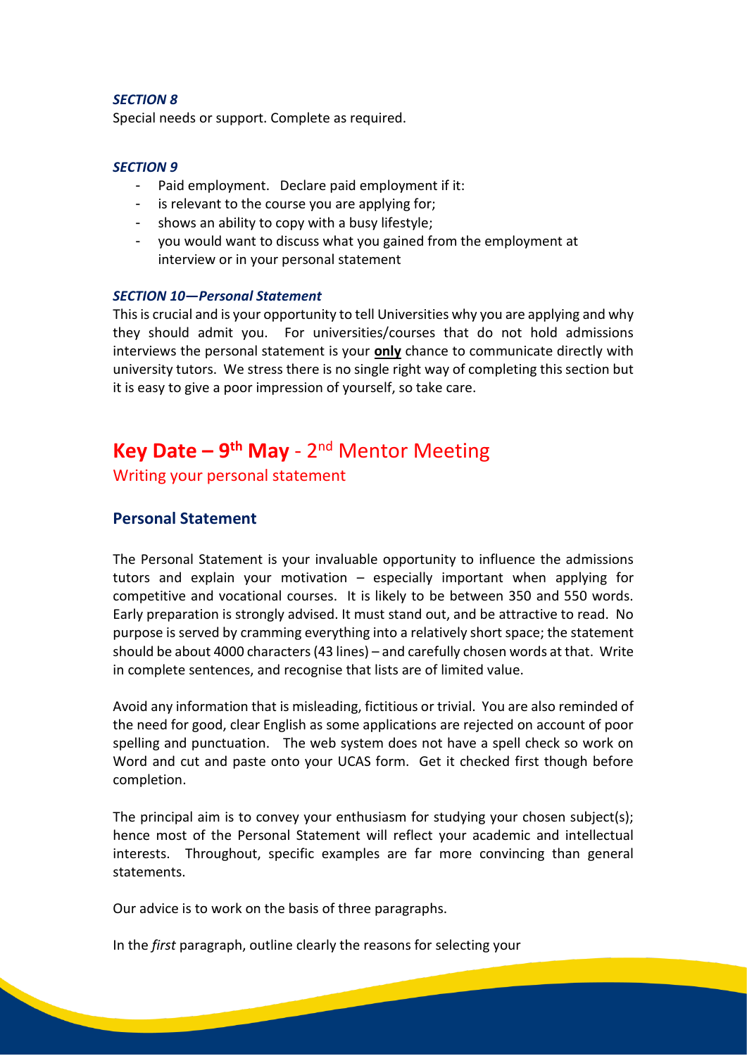***SECTION 8***

Special needs or support. Complete as required.

***SECTION 9***

- Paid employment. Declare paid employment if it:
- is relevant to the course you are applying for;
- shows an ability to copy with a busy lifestyle;
- you would want to discuss what you gained from the employment at interview or in your personal statement

***SECTION 10—Personal Statement***

This is crucial and is your opportunity to tell Universities why you are applying and why they should admit you. For universities/courses that do not hold admissions interviews the personal statement is your ***only*** chance to communicate directly with university tutors. We stress there is no single right way of completing this section but it is easy to give a poor impression of yourself, so take care.

# **Key Date – 9th May** - 2nd Mentor Meeting

## Writing your personal statement

### Personal Statement

The Personal Statement is your invaluable opportunity to influence the admissions tutors and explain your motivation – especially important when applying for competitive and vocational courses. It is likely to be between 350 and 550 words. Early preparation is strongly advised. It must stand out, and be attractive to read. No purpose is served by cramming everything into a relatively short space; the statement should be about 4000 characters (43 lines) – and carefully chosen words at that. Write in complete sentences, and recognise that lists are of limited value.

Avoid any information that is misleading, fictitious or trivial. You are also reminded of the need for good, clear English as some applications are rejected on account of poor spelling and punctuation. The web system does not have a spell check so work on Word and cut and paste onto your UCAS form. Get it checked first though before completion.

The principal aim is to convey your enthusiasm for studying your chosen subject(s); hence most of the Personal Statement will reflect your academic and intellectual interests. Throughout, specific examples are far more convincing than general statements.

Our advice is to work on the basis of three paragraphs.

In the *first* paragraph, outline clearly the reasons for selecting your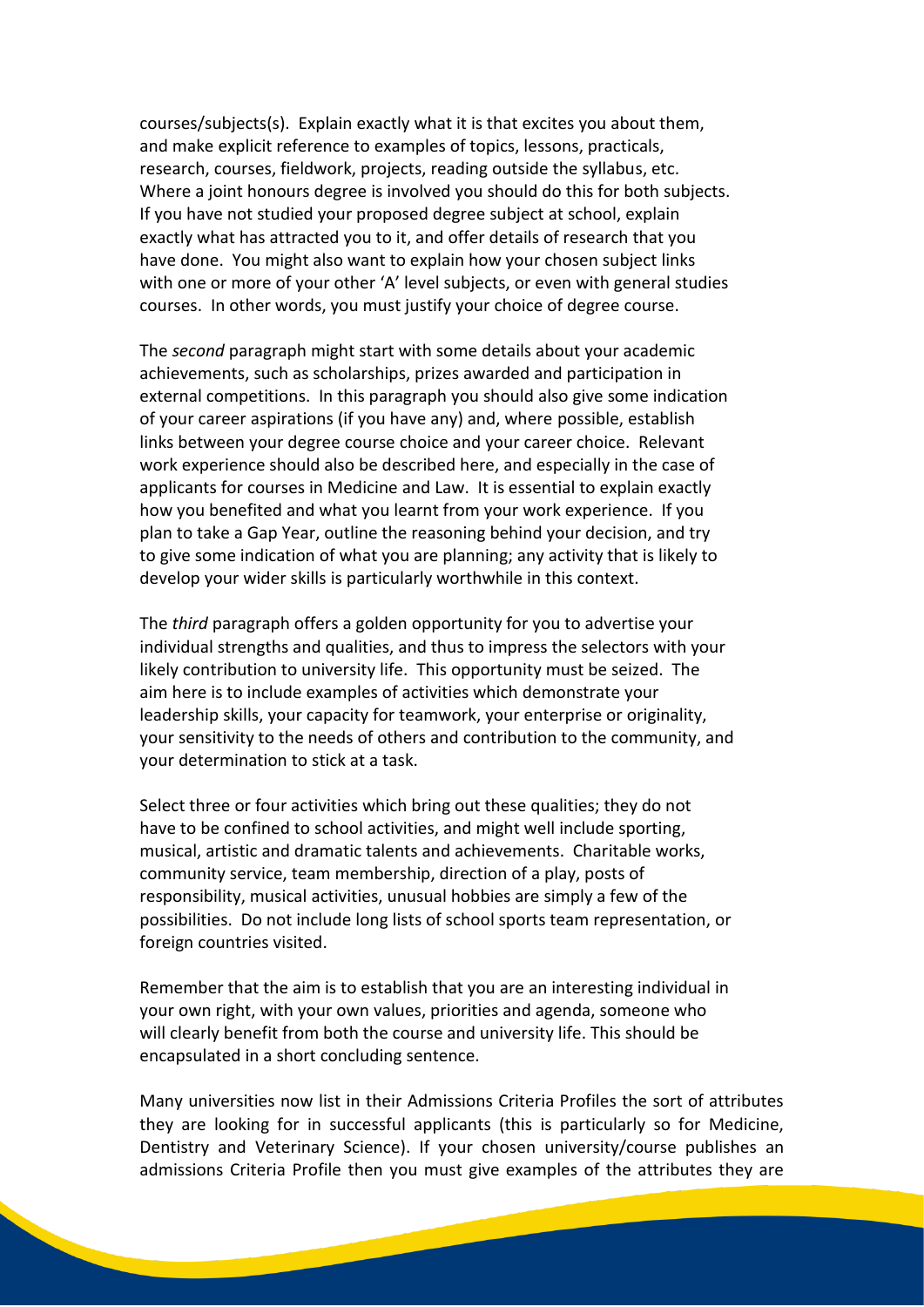courses/subjects(s). Explain exactly what it is that excites you about them, and make explicit reference to examples of topics, lessons, practicals, research, courses, fieldwork, projects, reading outside the syllabus, etc. Where a joint honours degree is involved you should do this for both subjects. If you have not studied your proposed degree subject at school, explain exactly what has attracted you to it, and offer details of research that you have done. You might also want to explain how your chosen subject links with one or more of your other 'A' level subjects, or even with general studies courses. In other words, you must justify your choice of degree course.

The *second* paragraph might start with some details about your academic achievements, such as scholarships, prizes awarded and participation in external competitions. In this paragraph you should also give some indication of your career aspirations (if you have any) and, where possible, establish links between your degree course choice and your career choice. Relevant work experience should also be described here, and especially in the case of applicants for courses in Medicine and Law. It is essential to explain exactly how you benefited and what you learnt from your work experience. If you plan to take a Gap Year, outline the reasoning behind your decision, and try to give some indication of what you are planning; any activity that is likely to develop your wider skills is particularly worthwhile in this context.

The *third* paragraph offers a golden opportunity for you to advertise your individual strengths and qualities, and thus to impress the selectors with your likely contribution to university life. This opportunity must be seized. The aim here is to include examples of activities which demonstrate your leadership skills, your capacity for teamwork, your enterprise or originality, your sensitivity to the needs of others and contribution to the community, and your determination to stick at a task.

Select three or four activities which bring out these qualities; they do not have to be confined to school activities, and might well include sporting, musical, artistic and dramatic talents and achievements. Charitable works, community service, team membership, direction of a play, posts of responsibility, musical activities, unusual hobbies are simply a few of the possibilities. Do not include long lists of school sports team representation, or foreign countries visited.

Remember that the aim is to establish that you are an interesting individual in your own right, with your own values, priorities and agenda, someone who will clearly benefit from both the course and university life. This should be encapsulated in a short concluding sentence.

Many universities now list in their Admissions Criteria Profiles the sort of attributes they are looking for in successful applicants (this is particularly so for Medicine, Dentistry and Veterinary Science). If your chosen university/course publishes an admissions Criteria Profile then you must give examples of the attributes they are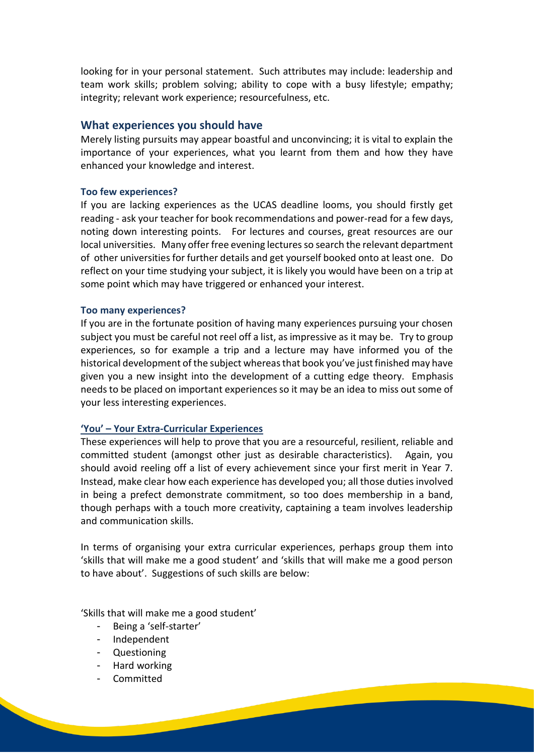looking for in your personal statement. Such attributes may include: leadership and team work skills; problem solving; ability to cope with a busy lifestyle; empathy; integrity; relevant work experience; resourcefulness, etc.

## What experiences you should have

Merely listing pursuits may appear boastful and unconvincing; it is vital to explain the importance of your experiences, what you learnt from them and how they have enhanced your knowledge and interest.

### Too few experiences?

If you are lacking experiences as the UCAS deadline looms, you should firstly get reading - ask your teacher for book recommendations and power-read for a few days, noting down interesting points. For lectures and courses, great resources are our local universities. Many offer free evening lectures so search the relevant department of other universities for further details and get yourself booked onto at least one. Do reflect on your time studying your subject, it is likely you would have been on a trip at some point which may have triggered or enhanced your interest.

### Too many experiences?

If you are in the fortunate position of having many experiences pursuing your chosen subject you must be careful not reel off a list, as impressive as it may be. Try to group experiences, so for example a trip and a lecture may have informed you of the historical development of the subject whereas that book you've just finished may have given you a new insight into the development of a cutting edge theory. Emphasis needs to be placed on important experiences so it may be an idea to miss out some of your less interesting experiences.

### 'You' – Your Extra-Curricular Experiences

These experiences will help to prove that you are a resourceful, resilient, reliable and committed student (amongst other just as desirable characteristics). Again, you should avoid reeling off a list of every achievement since your first merit in Year 7. Instead, make clear how each experience has developed you; all those duties involved in being a prefect demonstrate commitment, so too does membership in a band, though perhaps with a touch more creativity, captaining a team involves leadership and communication skills.

In terms of organising your extra curricular experiences, perhaps group them into 'skills that will make me a good student' and 'skills that will make me a good person to have about'. Suggestions of such skills are below:

'Skills that will make me a good student'

- Being a 'self-starter'
- Independent
- Questioning
- Hard working
- Committed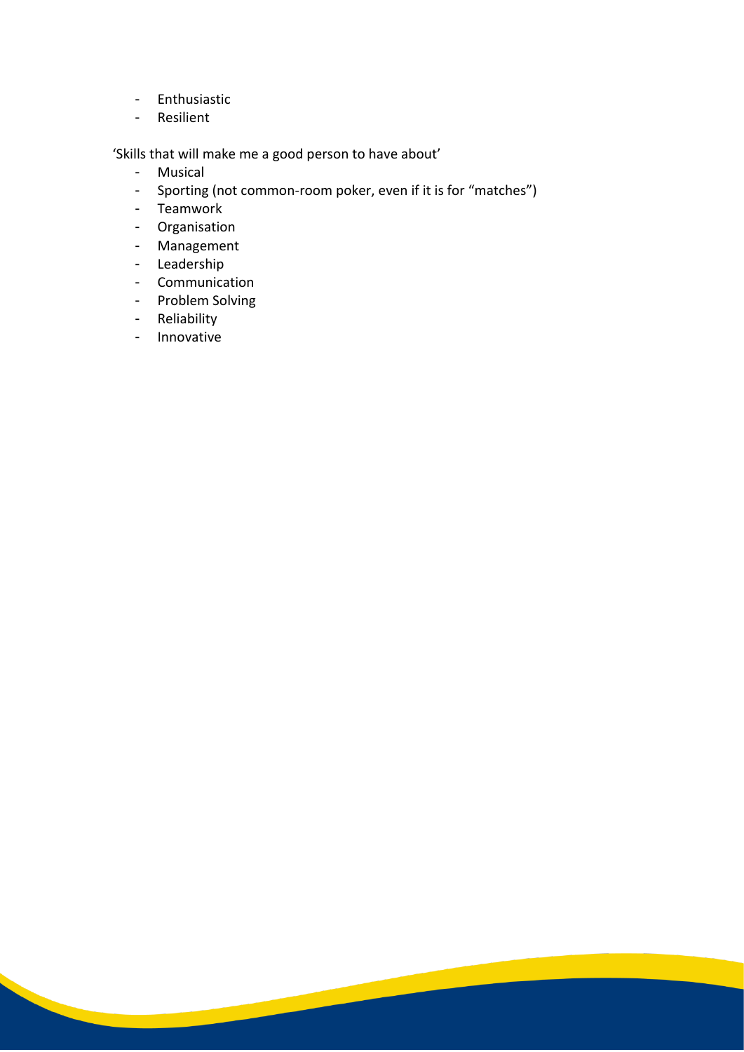- Enthusiastic
- Resilient

'Skills that will make me a good person to have about'

- Musical
- Sporting (not common-room poker, even if it is for "matches")
- Teamwork
- Organisation
- Management
- Leadership
- Communication
- Problem Solving
- Reliability
- Innovative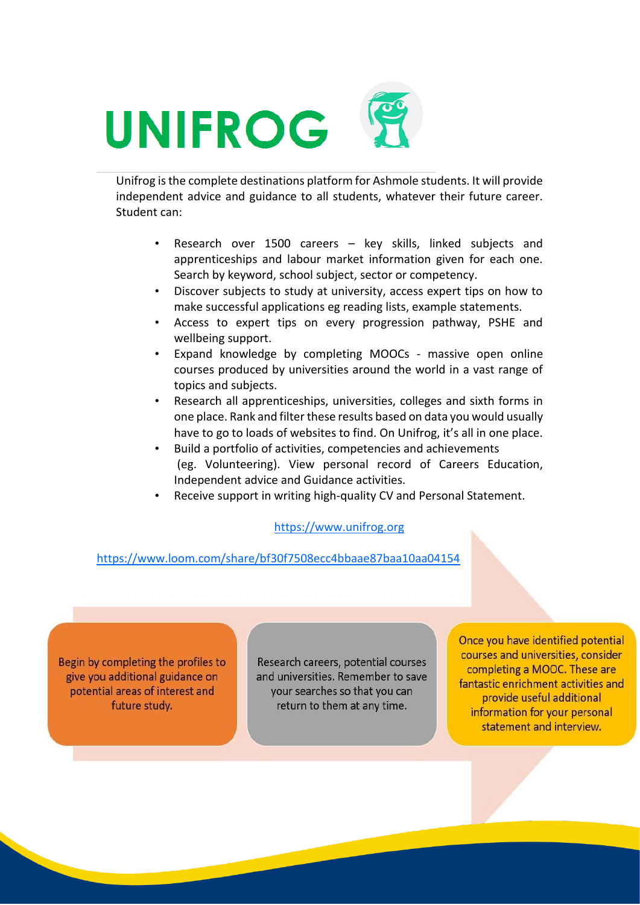# UNIFROG

Unifrog is the complete destinations platform for Ashmole students. It will provide independent advice and guidance to all students, whatever their future career. Student can:

- Research over 1500 careers – key skills, linked subjects and apprenticeships and labour market information given for each one. Search by keyword, school subject, sector or competency.
- Discover subjects to study at university, access expert tips on how to make successful applications eg reading lists, example statements.
- Access to expert tips on every progression pathway, PSHE and wellbeing support.
- Expand knowledge by completing MOOCs - massive open online courses produced by universities around the world in a vast range of topics and subjects.
- Research all apprenticeships, universities, colleges and sixth forms in one place. Rank and filter these results based on data you would usually have to go to loads of websites to find. On Unifrog, it's all in one place.
- Build a portfolio of activities, competencies and achievements (eg. Volunteering). View personal record of Careers Education, Independent advice and Guidance activities.
- Receive support in writing high-quality CV and Personal Statement.

https://www.unifrog.org

https://www.loom.com/share/bf30f7508ecc4bbaae87baa10aa04154

Begin by completing the profiles to give you additional guidance on potential areas of interest and future study.

Research careers, potential courses and universities. Remember to save your searches so that you can return to them at any time.

Once you have identified potential courses and universities, consider completing a MOOC. These are fantastic enrichment activities and provide useful additional information for your personal statement and interview.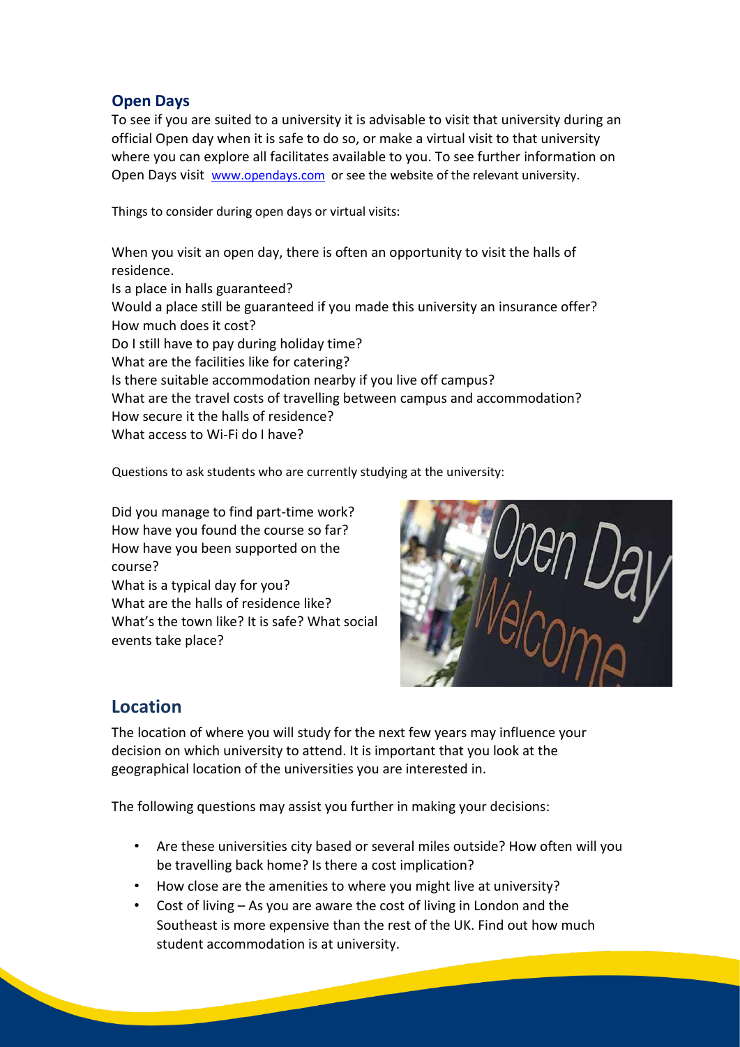## Open Days

To see if you are suited to a university it is advisable to visit that university during an official Open day when it is safe to do so, or make a virtual visit to that university where you can explore all facilitates available to you. To see further information on Open Days visit [www.opendays.com](http://www.opendays.com) or see the website of the relevant university.

Things to consider during open days or virtual visits:

When you visit an open day, there is often an opportunity to visit the halls of residence.
Is a place in halls guaranteed?
Would a place still be guaranteed if you made this university an insurance offer?
How much does it cost?
Do I still have to pay during holiday time?
What are the facilities like for catering?
Is there suitable accommodation nearby if you live off campus?
What are the travel costs of travelling between campus and accommodation?
How secure it the halls of residence?
What access to Wi-Fi do I have?

Questions to ask students who are currently studying at the university:

Did you manage to find part-time work?
How have you found the course so far?
How have you been supported on the course?
What is a typical day for you?
What are the halls of residence like?
What's the town like? It is safe? What social events take place?

## Location

The location of where you will study for the next few years may influence your decision on which university to attend. It is important that you look at the geographical location of the universities you are interested in.

The following questions may assist you further in making your decisions:

- Are these universities city based or several miles outside? How often will you be travelling back home? Is there a cost implication?
- How close are the amenities to where you might live at university?
- Cost of living – As you are aware the cost of living in London and the Southeast is more expensive than the rest of the UK. Find out how much student accommodation is at university.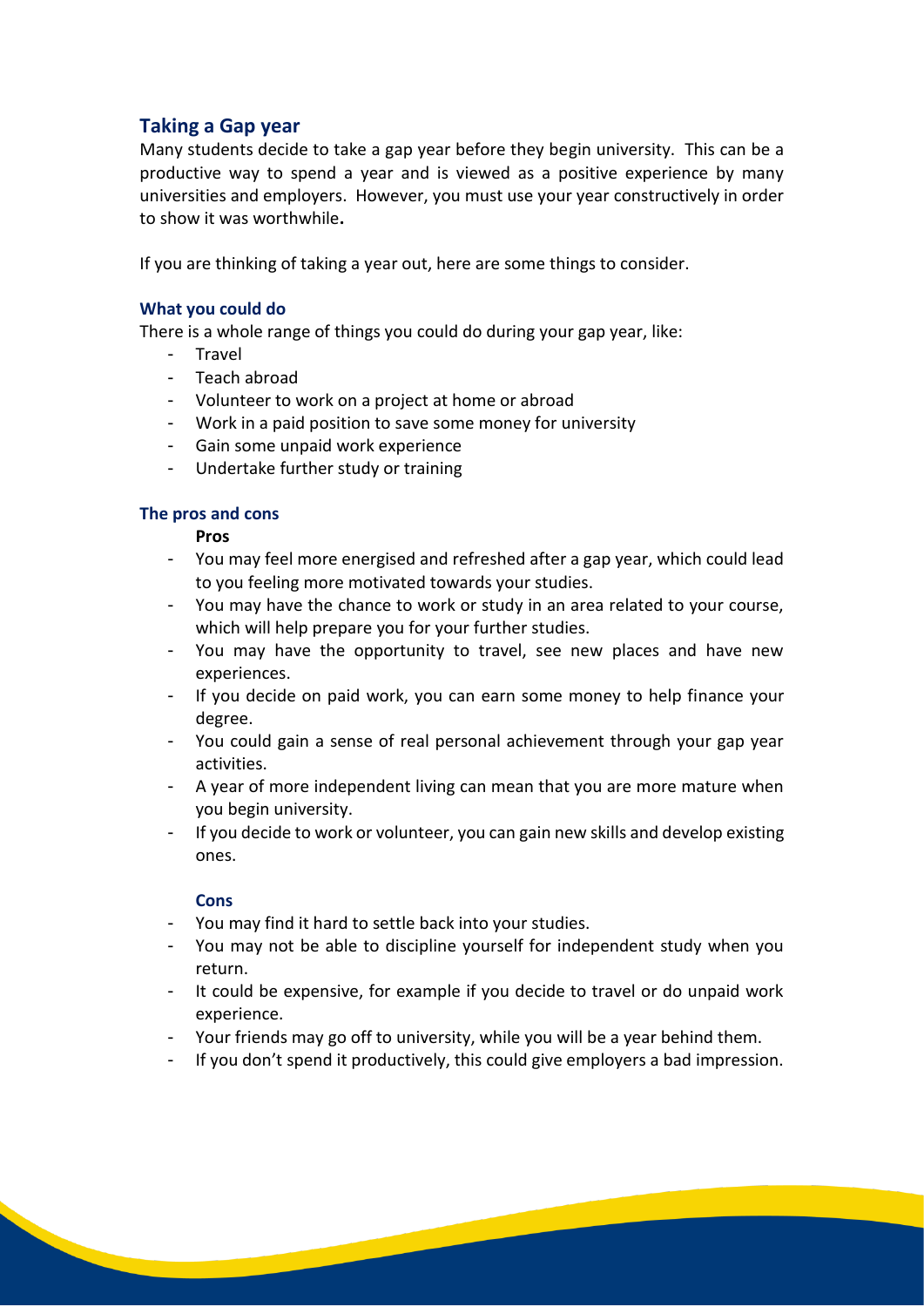## Taking a Gap year

Many students decide to take a gap year before they begin university. This can be a productive way to spend a year and is viewed as a positive experience by many universities and employers. However, you must use your year constructively in order to show it was worthwhile**.**

If you are thinking of taking a year out, here are some things to consider.

### What you could do

There is a whole range of things you could do during your gap year, like:

- Travel
- Teach abroad
- Volunteer to work on a project at home or abroad
- Work in a paid position to save some money for university
- Gain some unpaid work experience
- Undertake further study or training

### The pros and cons

**Pros**

- You may feel more energised and refreshed after a gap year, which could lead to you feeling more motivated towards your studies.
- You may have the chance to work or study in an area related to your course, which will help prepare you for your further studies.
- You may have the opportunity to travel, see new places and have new experiences.
- If you decide on paid work, you can earn some money to help finance your degree.
- You could gain a sense of real personal achievement through your gap year activities.
- A year of more independent living can mean that you are more mature when you begin university.
- If you decide to work or volunteer, you can gain new skills and develop existing ones.

**Cons**

- You may find it hard to settle back into your studies.
- You may not be able to discipline yourself for independent study when you return.
- It could be expensive, for example if you decide to travel or do unpaid work experience.
- Your friends may go off to university, while you will be a year behind them.
- If you don't spend it productively, this could give employers a bad impression.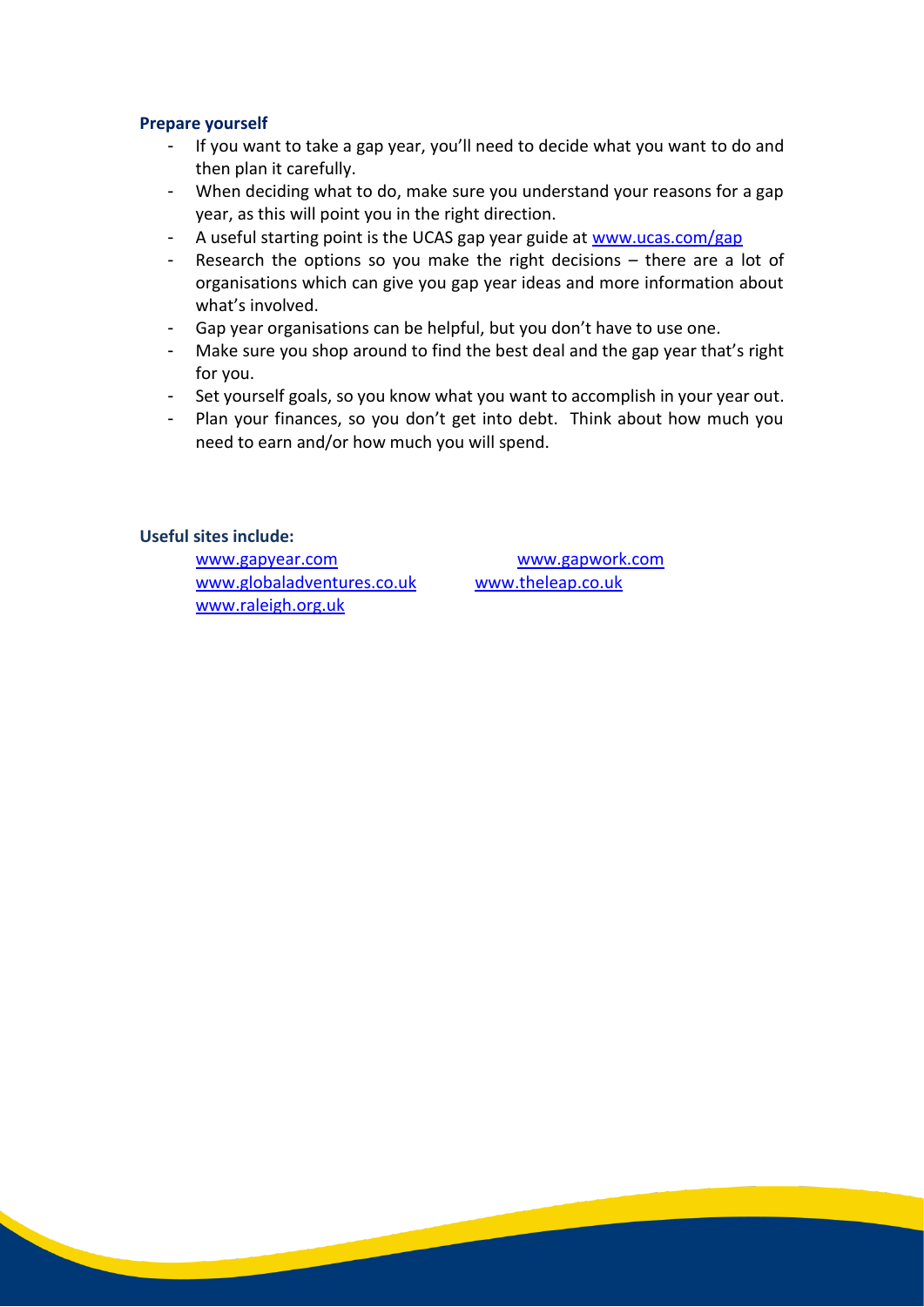**Prepare yourself**

- If you want to take a gap year, you'll need to decide what you want to do and then plan it carefully.
- When deciding what to do, make sure you understand your reasons for a gap year, as this will point you in the right direction.
- A useful starting point is the UCAS gap year guide at www.ucas.com/gap
- Research the options so you make the right decisions – there are a lot of organisations which can give you gap year ideas and more information about what's involved.
- Gap year organisations can be helpful, but you don't have to use one.
- Make sure you shop around to find the best deal and the gap year that's right for you.
- Set yourself goals, so you know what you want to accomplish in your year out.
- Plan your finances, so you don't get into debt. Think about how much you need to earn and/or how much you will spend.

**Useful sites include:**

www.gapyear.com
www.gapwork.com
www.globaladventures.co.uk
www.theleap.co.uk
www.raleigh.org.uk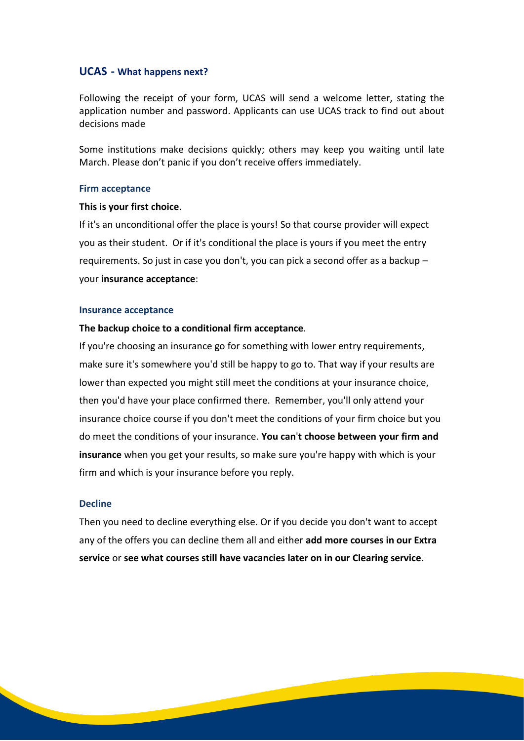## UCAS - What happens next?

Following the receipt of your form, UCAS will send a welcome letter, stating the application number and password. Applicants can use UCAS track to find out about decisions made

Some institutions make decisions quickly; others may keep you waiting until late March. Please don't panic if you don't receive offers immediately.

### Firm acceptance

**This is your first choice**.

If it's an unconditional offer the place is yours! So that course provider will expect you as their student. Or if it's conditional the place is yours if you meet the entry requirements. So just in case you don't, you can pick a second offer as a backup – your **insurance acceptance**:

### Insurance acceptance

**The backup choice to a conditional firm acceptance**.

If you're choosing an insurance go for something with lower entry requirements, make sure it's somewhere you'd still be happy to go to. That way if your results are lower than expected you might still meet the conditions at your insurance choice, then you'd have your place confirmed there. Remember, you'll only attend your insurance choice course if you don't meet the conditions of your firm choice but you do meet the conditions of your insurance. **You can't choose between your firm and insurance** when you get your results, so make sure you're happy with which is your firm and which is your insurance before you reply.

### Decline

Then you need to decline everything else. Or if you decide you don't want to accept any of the offers you can decline them all and either **add more courses in our Extra service** or **see what courses still have vacancies later on in our Clearing service**.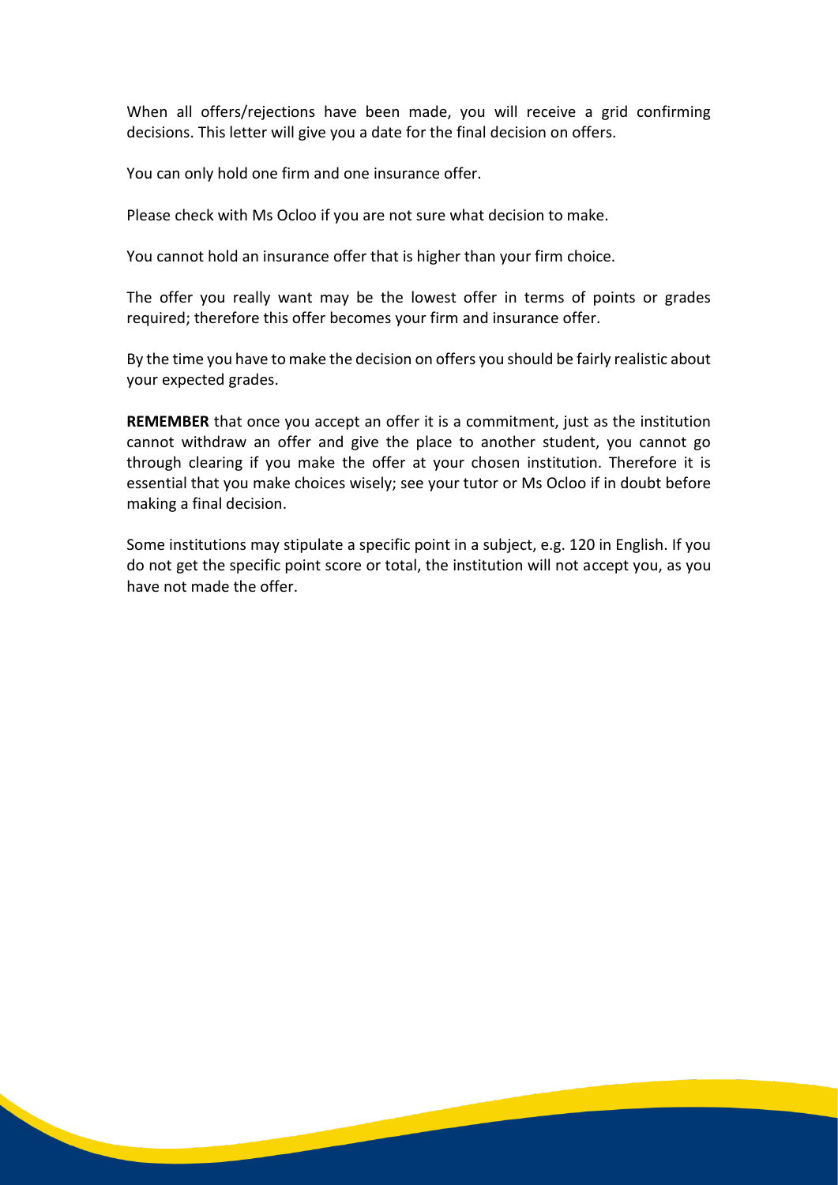When all offers/rejections have been made, you will receive a grid confirming decisions. This letter will give you a date for the final decision on offers.

You can only hold one firm and one insurance offer.

Please check with Ms Ocloo if you are not sure what decision to make.

You cannot hold an insurance offer that is higher than your firm choice.

The offer you really want may be the lowest offer in terms of points or grades required; therefore this offer becomes your firm and insurance offer.

By the time you have to make the decision on offers you should be fairly realistic about your expected grades.

**REMEMBER** that once you accept an offer it is a commitment, just as the institution cannot withdraw an offer and give the place to another student, you cannot go through clearing if you make the offer at your chosen institution. Therefore it is essential that you make choices wisely; see your tutor or Ms Ocloo if in doubt before making a final decision.

Some institutions may stipulate a specific point in a subject, e.g. 120 in English. If you do not get the specific point score or total, the institution will not accept you, as you have not made the offer.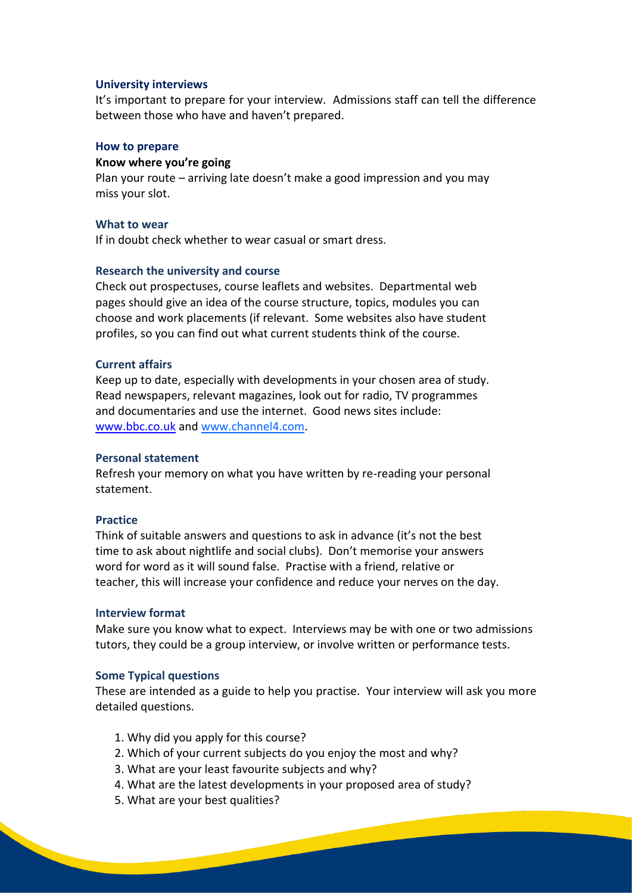## University interviews

It's important to prepare for your interview. Admissions staff can tell the difference between those who have and haven't prepared.

### How to prepare

**Know where you're going**

Plan your route – arriving late doesn't make a good impression and you may miss your slot.

### What to wear

If in doubt check whether to wear casual or smart dress.

### Research the university and course

Check out prospectuses, course leaflets and websites. Departmental web pages should give an idea of the course structure, topics, modules you can choose and work placements (if relevant. Some websites also have student profiles, so you can find out what current students think of the course.

### Current affairs

Keep up to date, especially with developments in your chosen area of study. Read newspapers, relevant magazines, look out for radio, TV programmes and documentaries and use the internet. Good news sites include: [www.bbc.co.uk](http://www.bbc.co.uk) and [www.channel4.com](http://www.channel4.com).

### Personal statement

Refresh your memory on what you have written by re-reading your personal statement.

### Practice

Think of suitable answers and questions to ask in advance (it's not the best time to ask about nightlife and social clubs). Don't memorise your answers word for word as it will sound false. Practise with a friend, relative or teacher, this will increase your confidence and reduce your nerves on the day.

### Interview format

Make sure you know what to expect. Interviews may be with one or two admissions tutors, they could be a group interview, or involve written or performance tests.

### Some Typical questions

These are intended as a guide to help you practise. Your interview will ask you more detailed questions.

1. Why did you apply for this course?
2. Which of your current subjects do you enjoy the most and why?
3. What are your least favourite subjects and why?
4. What are the latest developments in your proposed area of study?
5. What are your best qualities?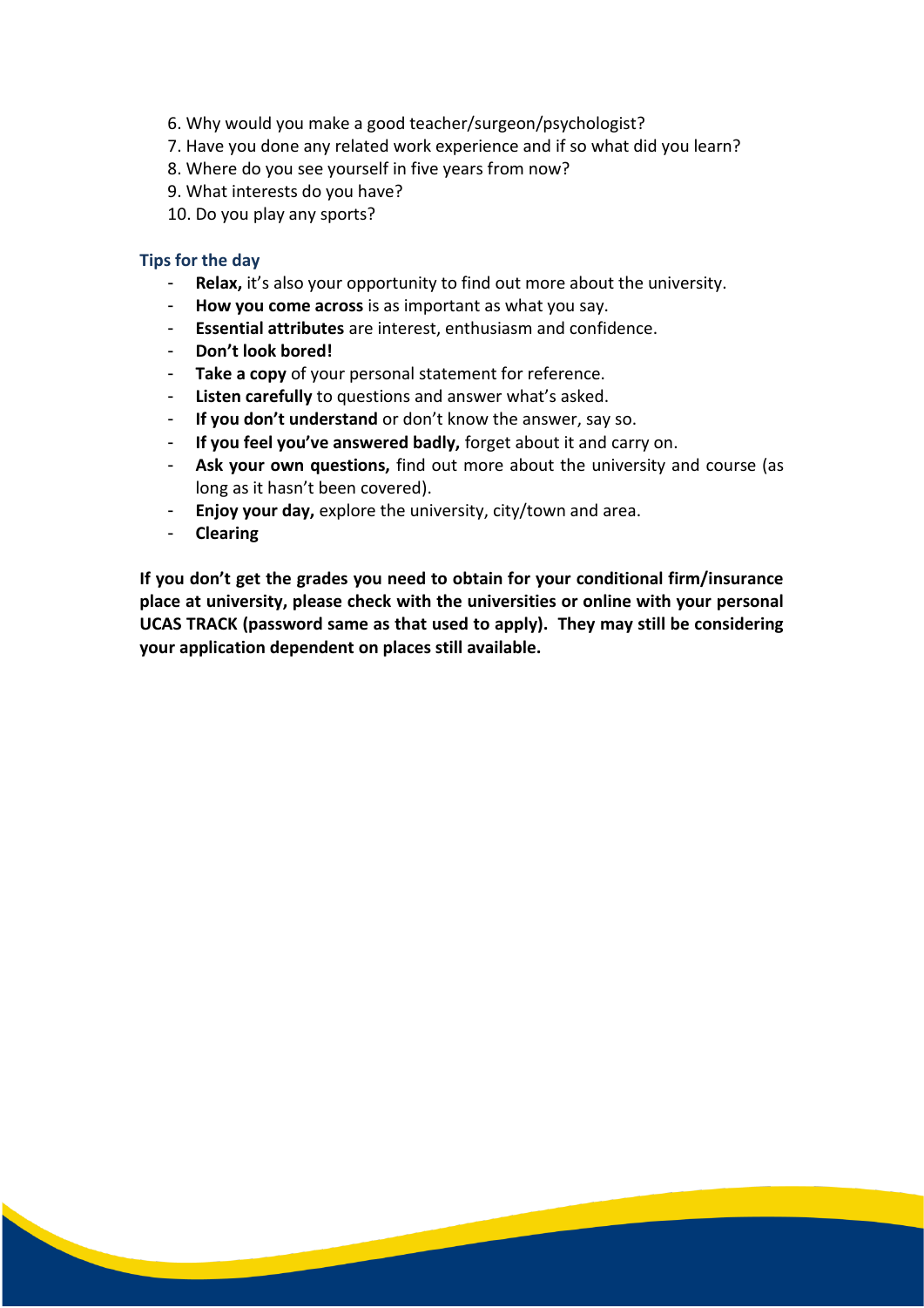6. Why would you make a good teacher/surgeon/psychologist?
7. Have you done any related work experience and if so what did you learn?
8. Where do you see yourself in five years from now?
9. What interests do you have?
10. Do you play any sports?

### Tips for the day

- **Relax,** it's also your opportunity to find out more about the university.
- **How you come across** is as important as what you say.
- **Essential attributes** are interest, enthusiasm and confidence.
- **Don't look bored!**
- **Take a copy** of your personal statement for reference.
- **Listen carefully** to questions and answer what's asked.
- **If you don't understand** or don't know the answer, say so.
- **If you feel you've answered badly,** forget about it and carry on.
- **Ask your own questions,** find out more about the university and course (as long as it hasn't been covered).
- **Enjoy your day,** explore the university, city/town and area.
- **Clearing**

**If you don't get the grades you need to obtain for your conditional firm/insurance place at university, please check with the universities or online with your personal UCAS TRACK (password same as that used to apply). They may still be considering your application dependent on places still available.**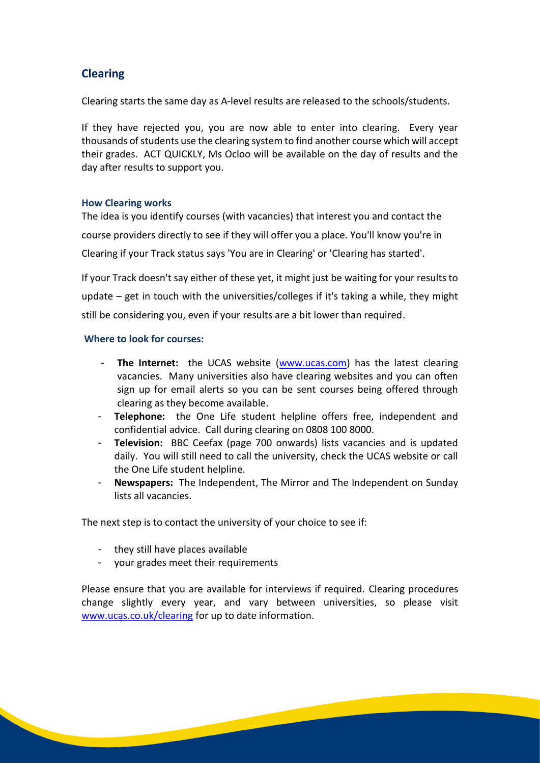## Clearing

Clearing starts the same day as A-level results are released to the schools/students.

If they have rejected you, you are now able to enter into clearing. Every year thousands of students use the clearing system to find another course which will accept their grades. ACT QUICKLY, Ms Ocloo will be available on the day of results and the day after results to support you.

### How Clearing works

The idea is you identify courses (with vacancies) that interest you and contact the course providers directly to see if they will offer you a place. You'll know you're in Clearing if your Track status says 'You are in Clearing' or 'Clearing has started'.

If your Track doesn't say either of these yet, it might just be waiting for your results to update – get in touch with the universities/colleges if it's taking a while, they might still be considering you, even if your results are a bit lower than required.

### Where to look for courses:

- **The Internet:** the UCAS website (www.ucas.com) has the latest clearing vacancies. Many universities also have clearing websites and you can often sign up for email alerts so you can be sent courses being offered through clearing as they become available.
- **Telephone:** the One Life student helpline offers free, independent and confidential advice. Call during clearing on 0808 100 8000.
- **Television:** BBC Ceefax (page 700 onwards) lists vacancies and is updated daily. You will still need to call the university, check the UCAS website or call the One Life student helpline.
- **Newspapers:** The Independent, The Mirror and The Independent on Sunday lists all vacancies.

The next step is to contact the university of your choice to see if:

- they still have places available
- your grades meet their requirements

Please ensure that you are available for interviews if required. Clearing procedures change slightly every year, and vary between universities, so please visit www.ucas.co.uk/clearing for up to date information.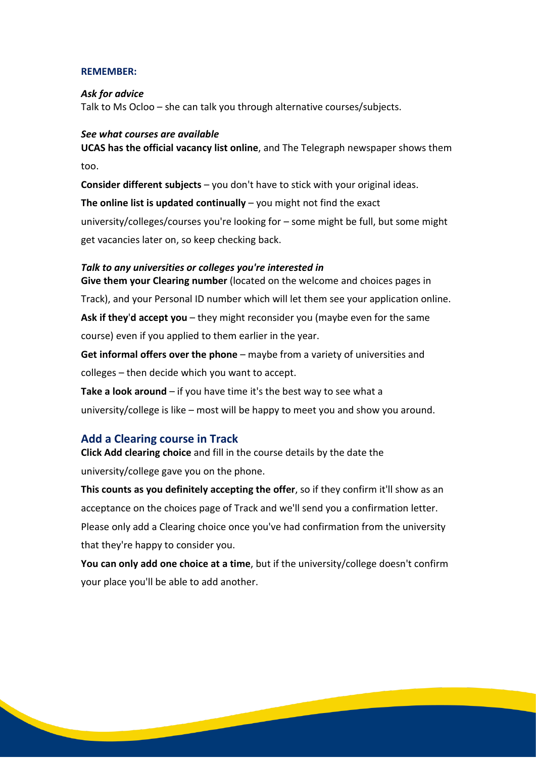**REMEMBER:**

***Ask for advice***

Talk to Ms Ocloo – she can talk you through alternative courses/subjects.

***See what courses are available***

**UCAS has the official vacancy list online**, and The Telegraph newspaper shows them too.

**Consider different subjects** – you don't have to stick with your original ideas.

**The online list is updated continually** – you might not find the exact university/colleges/courses you're looking for – some might be full, but some might get vacancies later on, so keep checking back.

***Talk to any universities or colleges you're interested in***

**Give them your Clearing number** (located on the welcome and choices pages in Track), and your Personal ID number which will let them see your application online.

**Ask if they'd accept you** – they might reconsider you (maybe even for the same course) even if you applied to them earlier in the year.

**Get informal offers over the phone** – maybe from a variety of universities and colleges – then decide which you want to accept.

**Take a look around** – if you have time it's the best way to see what a university/college is like – most will be happy to meet you and show you around.

## Add a Clearing course in Track

**Click Add clearing choice** and fill in the course details by the date the university/college gave you on the phone.

**This counts as you definitely accepting the offer**, so if they confirm it'll show as an acceptance on the choices page of Track and we'll send you a confirmation letter. Please only add a Clearing choice once you've had confirmation from the university that they're happy to consider you.

**You can only add one choice at a time**, but if the university/college doesn't confirm your place you'll be able to add another.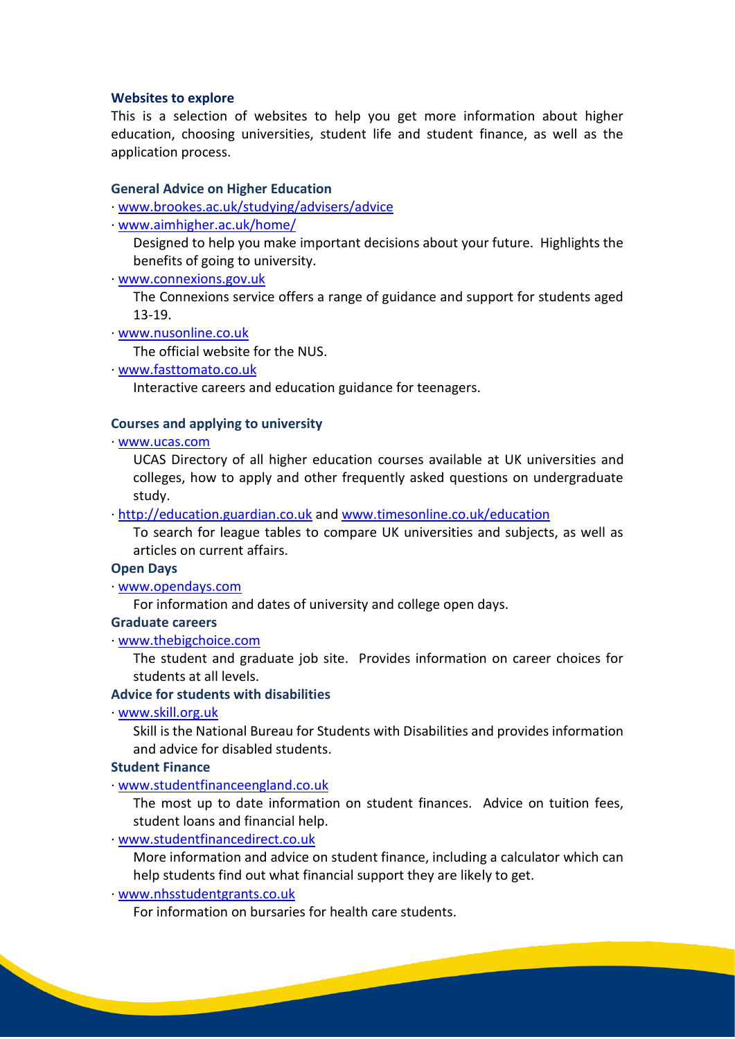## Websites to explore

This is a selection of websites to help you get more information about higher education, choosing universities, student life and student finance, as well as the application process.

### General Advice on Higher Education

- www.brookes.ac.uk/studying/advisers/advice
- www.aimhigher.ac.uk/home/

  Designed to help you make important decisions about your future. Highlights the benefits of going to university.
- www.connexions.gov.uk

  The Connexions service offers a range of guidance and support for students aged 13-19.
- www.nusonline.co.uk

  The official website for the NUS.
- www.fasttomato.co.uk

  Interactive careers and education guidance for teenagers.

### Courses and applying to university

- www.ucas.com

  UCAS Directory of all higher education courses available at UK universities and colleges, how to apply and other frequently asked questions on undergraduate study.
- http://education.guardian.co.uk and www.timesonline.co.uk/education

  To search for league tables to compare UK universities and subjects, as well as articles on current affairs.

### Open Days

- www.opendays.com

  For information and dates of university and college open days.

### Graduate careers

- www.thebigchoice.com

  The student and graduate job site. Provides information on career choices for students at all levels.

### Advice for students with disabilities

- www.skill.org.uk

  Skill is the National Bureau for Students with Disabilities and provides information and advice for disabled students.

### Student Finance

- www.studentfinanceengland.co.uk

  The most up to date information on student finances. Advice on tuition fees, student loans and financial help.
- www.studentfinancedirect.co.uk

  More information and advice on student finance, including a calculator which can help students find out what financial support they are likely to get.
- www.nhsstudentgrants.co.uk

  For information on bursaries for health care students.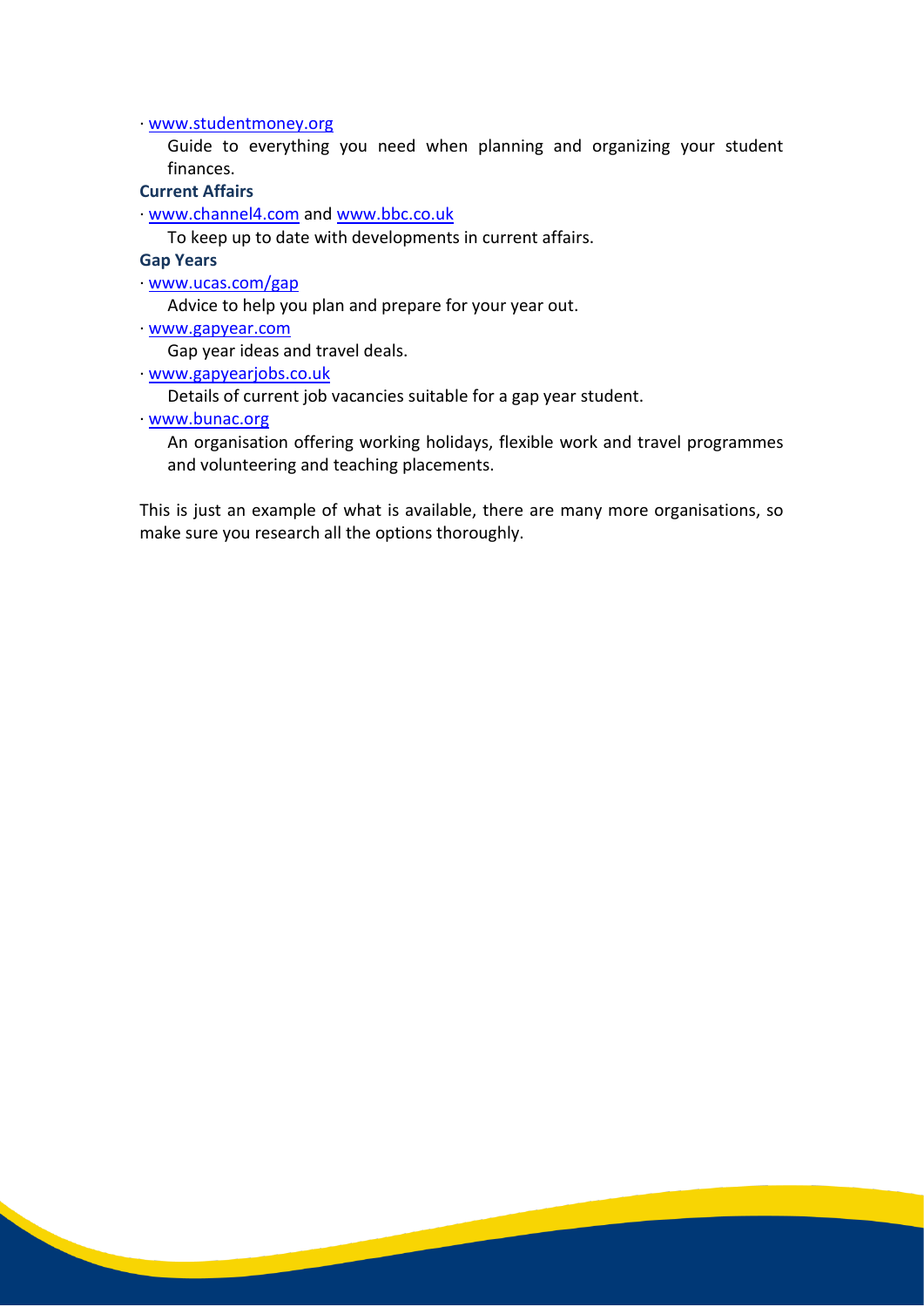· www.studentmoney.org

Guide to everything you need when planning and organizing your student finances.

**Current Affairs**

· www.channel4.com and www.bbc.co.uk

To keep up to date with developments in current affairs.

**Gap Years**

· www.ucas.com/gap

Advice to help you plan and prepare for your year out.

· www.gapyear.com

Gap year ideas and travel deals.

· www.gapyearjobs.co.uk

Details of current job vacancies suitable for a gap year student.

· www.bunac.org

An organisation offering working holidays, flexible work and travel programmes and volunteering and teaching placements.

This is just an example of what is available, there are many more organisations, so make sure you research all the options thoroughly.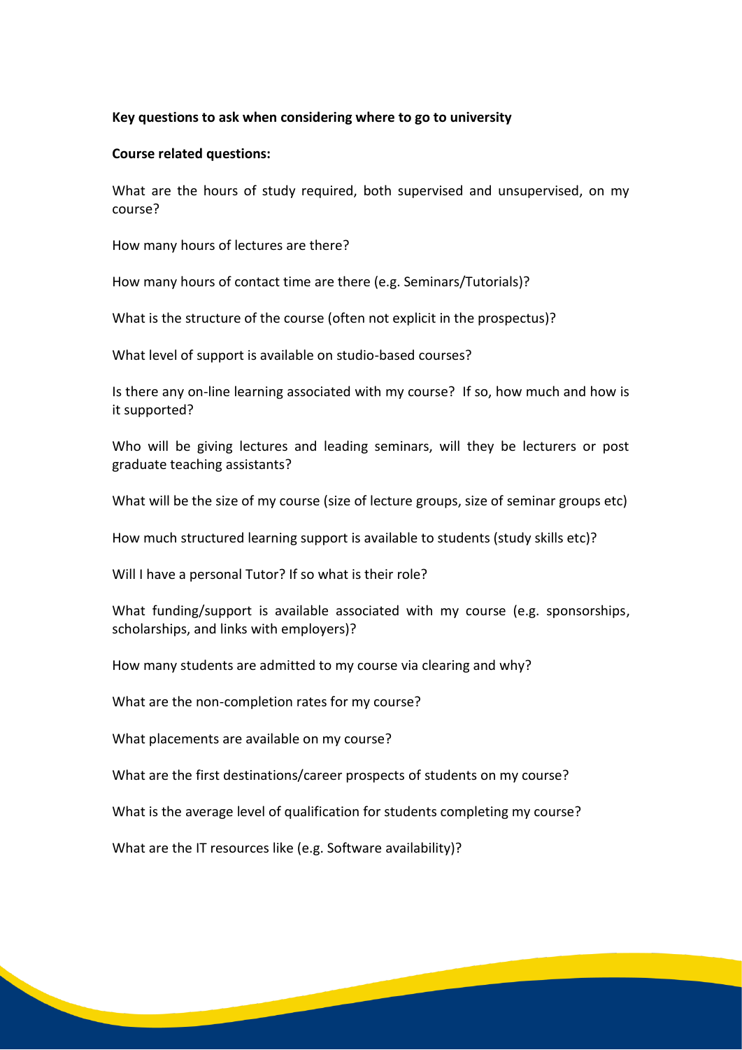**Key questions to ask when considering where to go to university**

**Course related questions:**

What are the hours of study required, both supervised and unsupervised, on my course?

How many hours of lectures are there?

How many hours of contact time are there (e.g. Seminars/Tutorials)?

What is the structure of the course (often not explicit in the prospectus)?

What level of support is available on studio-based courses?

Is there any on-line learning associated with my course? If so, how much and how is it supported?

Who will be giving lectures and leading seminars, will they be lecturers or post graduate teaching assistants?

What will be the size of my course (size of lecture groups, size of seminar groups etc)

How much structured learning support is available to students (study skills etc)?

Will I have a personal Tutor? If so what is their role?

What funding/support is available associated with my course (e.g. sponsorships, scholarships, and links with employers)?

How many students are admitted to my course via clearing and why?

What are the non-completion rates for my course?

What placements are available on my course?

What are the first destinations/career prospects of students on my course?

What is the average level of qualification for students completing my course?

What are the IT resources like (e.g. Software availability)?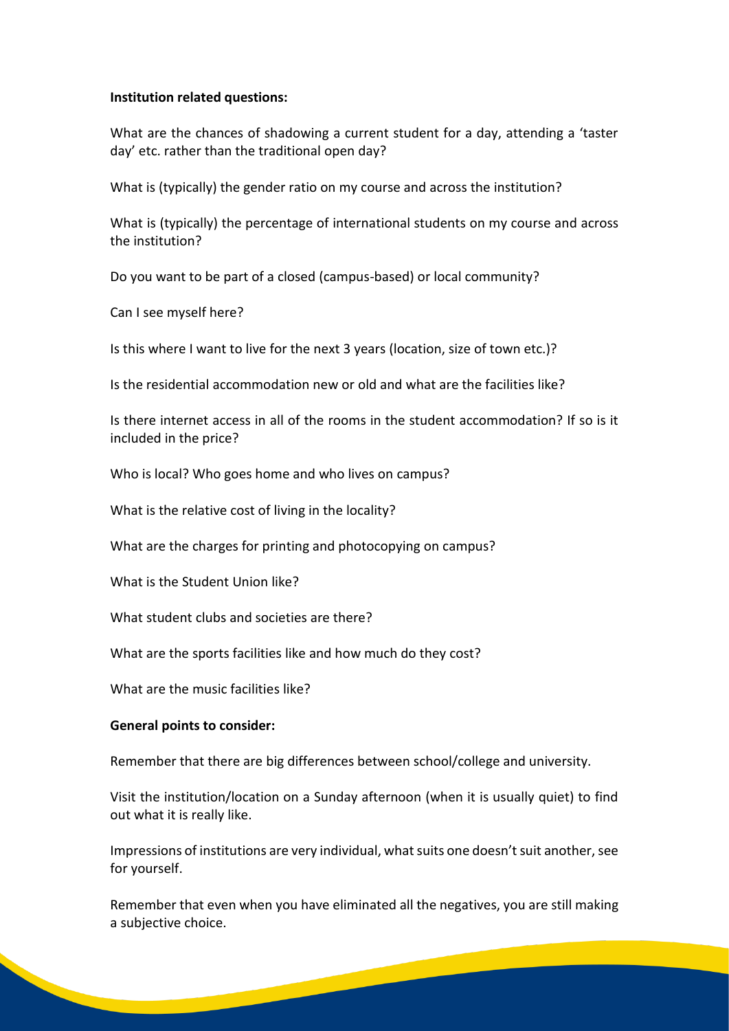**Institution related questions:**

What are the chances of shadowing a current student for a day, attending a 'taster day' etc. rather than the traditional open day?

What is (typically) the gender ratio on my course and across the institution?

What is (typically) the percentage of international students on my course and across the institution?

Do you want to be part of a closed (campus-based) or local community?

Can I see myself here?

Is this where I want to live for the next 3 years (location, size of town etc.)?

Is the residential accommodation new or old and what are the facilities like?

Is there internet access in all of the rooms in the student accommodation? If so is it included in the price?

Who is local? Who goes home and who lives on campus?

What is the relative cost of living in the locality?

What are the charges for printing and photocopying on campus?

What is the Student Union like?

What student clubs and societies are there?

What are the sports facilities like and how much do they cost?

What are the music facilities like?

**General points to consider:**

Remember that there are big differences between school/college and university.

Visit the institution/location on a Sunday afternoon (when it is usually quiet) to find out what it is really like.

Impressions of institutions are very individual, what suits one doesn't suit another, see for yourself.

Remember that even when you have eliminated all the negatives, you are still making a subjective choice.